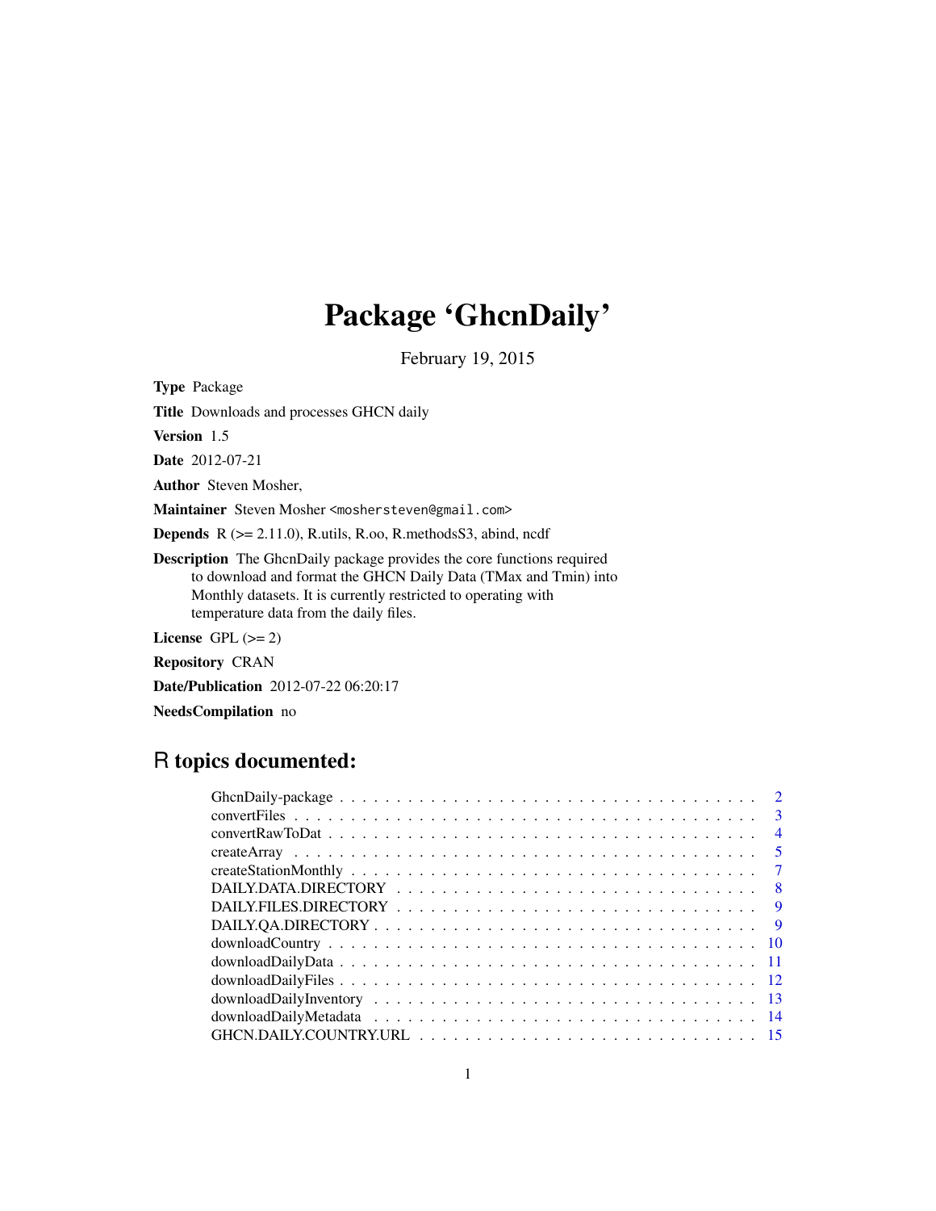# Package 'GhcnDaily'

February 19, 2015

**Type** Package

**Title** Downloads and processes GHCN daily

**Version** 1.5

**Date** 2012-07-21

**Author** Steven Mosher,

**Maintainer** Steven Mosher <moshersteven@gmail.com>

**Depends** R (>= 2.11.0), R.utils, R.oo, R.methodsS3, abind, ncdf

**Description** The GhcnDaily package provides the core functions required to download and format the GHCN Daily Data (TMax and Tmin) into Monthly datasets. It is currently restricted to operating with temperature data from the daily files.

**License** GPL (>= 2)

**Repository** CRAN

**Date/Publication** 2012-07-22 06:20:17

**NeedsCompilation** no

## R topics documented:

GhcnDaily-package . . . . . . . . . . . . . . . . . . . . . . . . . . . . . . . . . . . . 2
convertFiles . . . . . . . . . . . . . . . . . . . . . . . . . . . . . . . . . . . . . . . . 3
convertRawToDat . . . . . . . . . . . . . . . . . . . . . . . . . . . . . . . . . . . . . 4
createArray . . . . . . . . . . . . . . . . . . . . . . . . . . . . . . . . . . . . . . . . 5
createStationMonthly . . . . . . . . . . . . . . . . . . . . . . . . . . . . . . . . . . . 7
DAILY.DATA.DIRECTORY . . . . . . . . . . . . . . . . . . . . . . . . . . . . . . . . 8
DAILY.FILES.DIRECTORY . . . . . . . . . . . . . . . . . . . . . . . . . . . . . . . . 9
DAILY.QA.DIRECTORY . . . . . . . . . . . . . . . . . . . . . . . . . . . . . . . . . 9
downloadCountry . . . . . . . . . . . . . . . . . . . . . . . . . . . . . . . . . . . . . 10
downloadDailyData . . . . . . . . . . . . . . . . . . . . . . . . . . . . . . . . . . . . 11
downloadDailyFiles . . . . . . . . . . . . . . . . . . . . . . . . . . . . . . . . . . . . 12
downloadDailyInventory . . . . . . . . . . . . . . . . . . . . . . . . . . . . . . . . . . 13
downloadDailyMetadata . . . . . . . . . . . . . . . . . . . . . . . . . . . . . . . . . . 14
GHCN.DAILY.COUNTRY.URL . . . . . . . . . . . . . . . . . . . . . . . . . . . . . . 15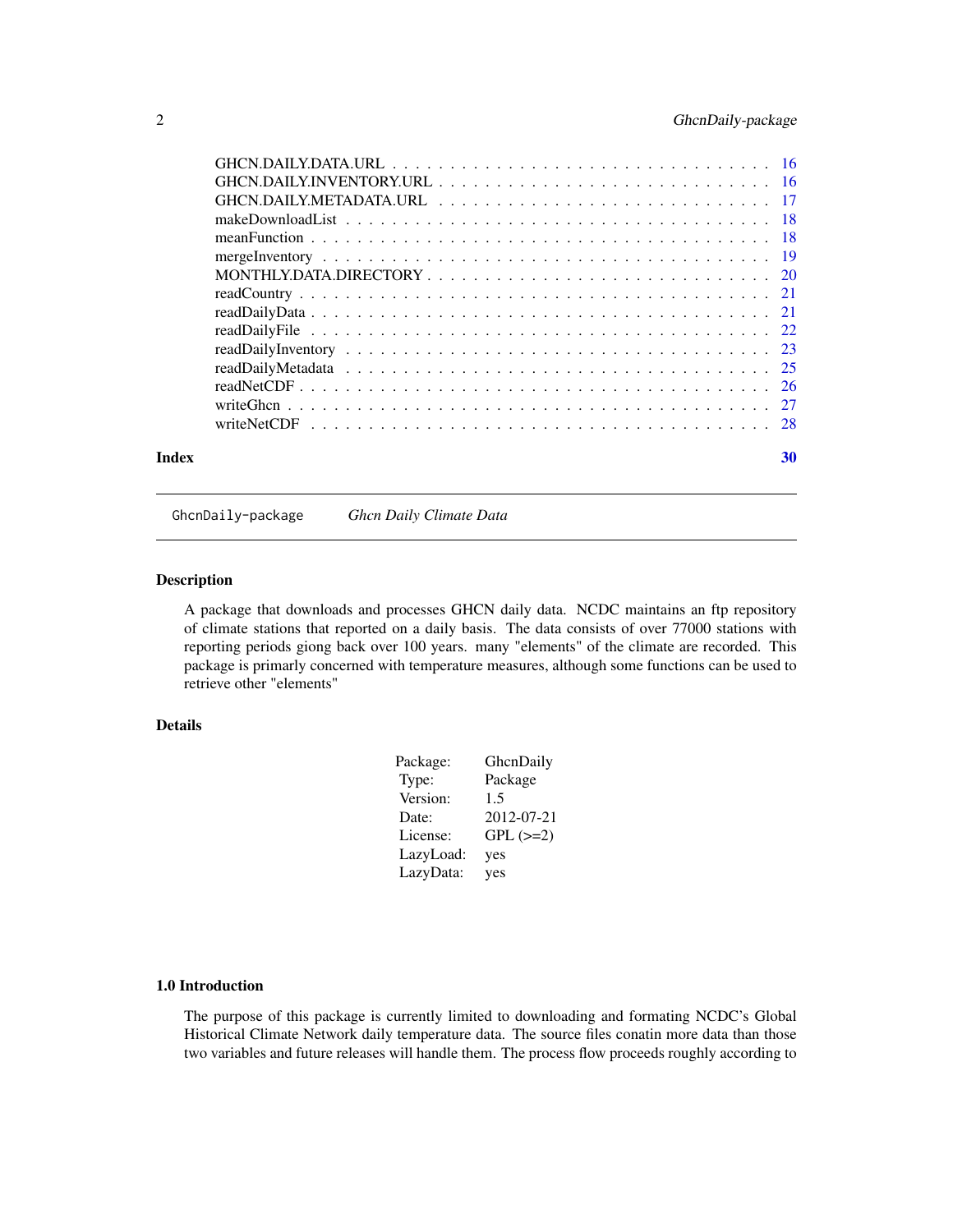GHCN.DAILY.DATA.URL . . . . . . . . . . . . . . . . . . . . . . . . . . . . . . . 16
GHCN.DAILY.INVENTORY.URL . . . . . . . . . . . . . . . . . . . . . . . . . . . 16
GHCN.DAILY.METADATA.URL . . . . . . . . . . . . . . . . . . . . . . . . . . . . 17
makeDownloadList . . . . . . . . . . . . . . . . . . . . . . . . . . . . . . . . . 18
meanFunction . . . . . . . . . . . . . . . . . . . . . . . . . . . . . . . . . . . 18
mergeInventory . . . . . . . . . . . . . . . . . . . . . . . . . . . . . . . . . . 19
MONTHLY.DATA.DIRECTORY . . . . . . . . . . . . . . . . . . . . . . . . . . . . 20
readCountry . . . . . . . . . . . . . . . . . . . . . . . . . . . . . . . . . . . . 21
readDailyData . . . . . . . . . . . . . . . . . . . . . . . . . . . . . . . . . . . 21
readDailyFile . . . . . . . . . . . . . . . . . . . . . . . . . . . . . . . . . . . 22
readDailyInventory . . . . . . . . . . . . . . . . . . . . . . . . . . . . . . . . 23
readDailyMetadata . . . . . . . . . . . . . . . . . . . . . . . . . . . . . . . . 25
readNetCDF . . . . . . . . . . . . . . . . . . . . . . . . . . . . . . . . . . . . 26
writeGhcn . . . . . . . . . . . . . . . . . . . . . . . . . . . . . . . . . . . . . 27
writeNetCDF . . . . . . . . . . . . . . . . . . . . . . . . . . . . . . . . . . . . 28

**Index** **30**

---

`GhcnDaily-package` *Ghcn Daily Climate Data*

---

### Description

A package that downloads and processes GHCN daily data. NCDC maintains an ftp repository of climate stations that reported on a daily basis. The data consists of over 77000 stations with reporting periods giong back over 100 years. many "elements" of the climate are recorded. This package is primarly concerned with temperature measures, although some functions can be used to retrieve other "elements"

### Details

| | |
|---|---|
| Package: | GhcnDaily |
| Type: | Package |
| Version: | 1.5 |
| Date: | 2012-07-21 |
| License: | GPL (>=2) |
| LazyLoad: | yes |
| LazyData: | yes |

### 1.0 Introduction

The purpose of this package is currently limited to downloading and formating NCDC's Global Historical Climate Network daily temperature data. The source files conatin more data than those two variables and future releases will handle them. The process flow proceeds roughly according to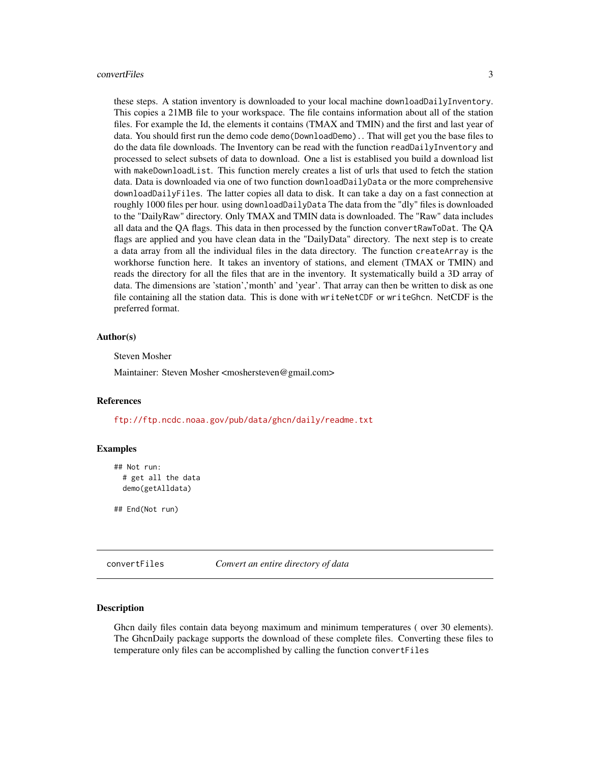these steps. A station inventory is downloaded to your local machine `downloadDailyInventory`. This copies a 21MB file to your workspace. The file contains information about all of the station files. For example the Id, the elements it contains (TMAX and TMIN) and the first and last year of data. You should first run the demo code `demo(DownloadDemo)..` That will get you the base files to do the data file downloads. The Inventory can be read with the function `readDailyInventory` and processed to select subsets of data to download. One a list is establised you build a download list with `makeDownloadList`. This function merely creates a list of urls that used to fetch the station data. Data is downloaded via one of two function `downloadDailyData` or the more comprehensive `downloadDailyFiles`. The latter copies all data to disk. It can take a day on a fast connection at roughly 1000 files per hour. using `downloadDailyData` The data from the "dly" files is downloaded to the "DailyRaw" directory. Only TMAX and TMIN data is downloaded. The "Raw" data includes all data and the QA flags. This data in then processed by the function `convertRawToDat`. The QA flags are applied and you have clean data in the "DailyData" directory. The next step is to create a data array from all the individual files in the data directory. The function `createArray` is the workhorse function here. It takes an inventory of stations, and element (TMAX or TMIN) and reads the directory for all the files that are in the inventory. It systematically build a 3D array of data. The dimensions are 'station','month' and 'year'. That array can then be written to disk as one file containing all the station data. This is done with `writeNetCDF` or `writeGhcn`. NetCDF is the preferred format.

### Author(s)

Steven Mosher

Maintainer: Steven Mosher <moshersteven@gmail.com>

### References

ftp://ftp.ncdc.noaa.gov/pub/data/ghcn/daily/readme.txt

### Examples

```
## Not run:
  # get all the data
  demo(getAlldata)

## End(Not run)
```

---

## convertFiles — *Convert an entire directory of data*

---

### Description

Ghcn daily files contain data beyong maximum and minimum temperatures ( over 30 elements). The GhcnDaily package supports the download of these complete files. Converting these files to temperature only files can be accomplished by calling the function `convertFiles`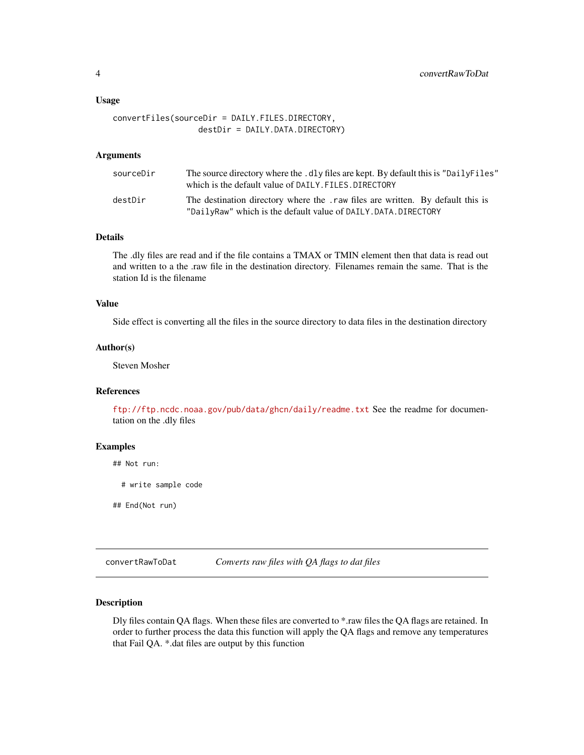### Usage

```
convertFiles(sourceDir = DAILY.FILES.DIRECTORY,
                    destDir = DAILY.DATA.DIRECTORY)
```

### Arguments

| | |
|---|---|
| `sourceDir` | The source directory where the `.dly` files are kept. By default this is `"DailyFiles"` which is the default value of `DAILY.FILES.DIRECTORY` |
| `destDir` | The destination directory where the `.raw` files are written. By default this is `"DailyRaw"` which is the default value of `DAILY.DATA.DIRECTORY` |

### Details

The .dly files are read and if the file contains a TMAX or TMIN element then that data is read out and written to a the .raw file in the destination directory. Filenames remain the same. That is the station Id is the filename

### Value

Side effect is converting all the files in the source directory to data files in the destination directory

### Author(s)

Steven Mosher

### References

ftp://ftp.ncdc.noaa.gov/pub/data/ghcn/daily/readme.txt See the readme for documentation on the .dly files

### Examples

```
## Not run:

  # write sample code

## End(Not run)
```

---

## convertRawToDat *Converts raw files with QA flags to dat files*

---

### Description

Dly files contain QA flags. When these files are converted to *.raw files the QA flags are retained. In order to further process the data this function will apply the QA flags and remove any temperatures that Fail QA. *.dat files are output by this function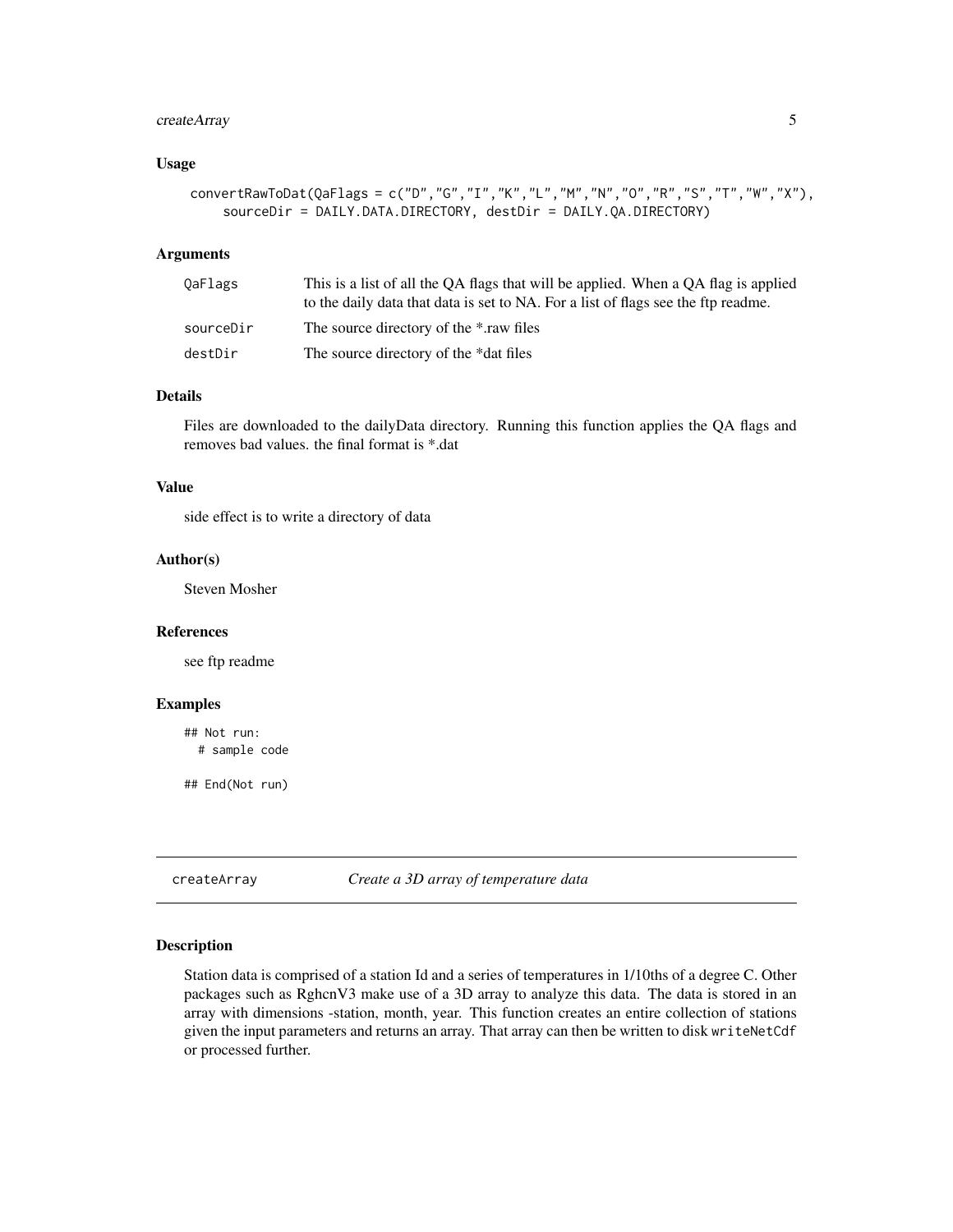### Usage

```
convertRawToDat(QaFlags = c("D","G","I","K","L","M","N","O","R","S","T","W","X"),
    sourceDir = DAILY.DATA.DIRECTORY, destDir = DAILY.QA.DIRECTORY)
```

### Arguments

| | |
|---|---|
| QaFlags | This is a list of all the QA flags that will be applied. When a QA flag is applied to the daily data that data is set to NA. For a list of flags see the ftp readme. |
| sourceDir | The source directory of the *.raw files |
| destDir | The source directory of the *dat files |

### Details

Files are downloaded to the dailyData directory. Running this function applies the QA flags and removes bad values. the final format is *.dat

### Value

side effect is to write a directory of data

### Author(s)

Steven Mosher

### References

see ftp readme

### Examples

```
## Not run:
  # sample code

## End(Not run)
```

---

## createArray *Create a 3D array of temperature data*

---

### Description

Station data is comprised of a station Id and a series of temperatures in 1/10ths of a degree C. Other packages such as RghcnV3 make use of a 3D array to analyze this data. The data is stored in an array with dimensions -station, month, year. This function creates an entire collection of stations given the input parameters and returns an array. That array can then be written to disk `writeNetCdf` or processed further.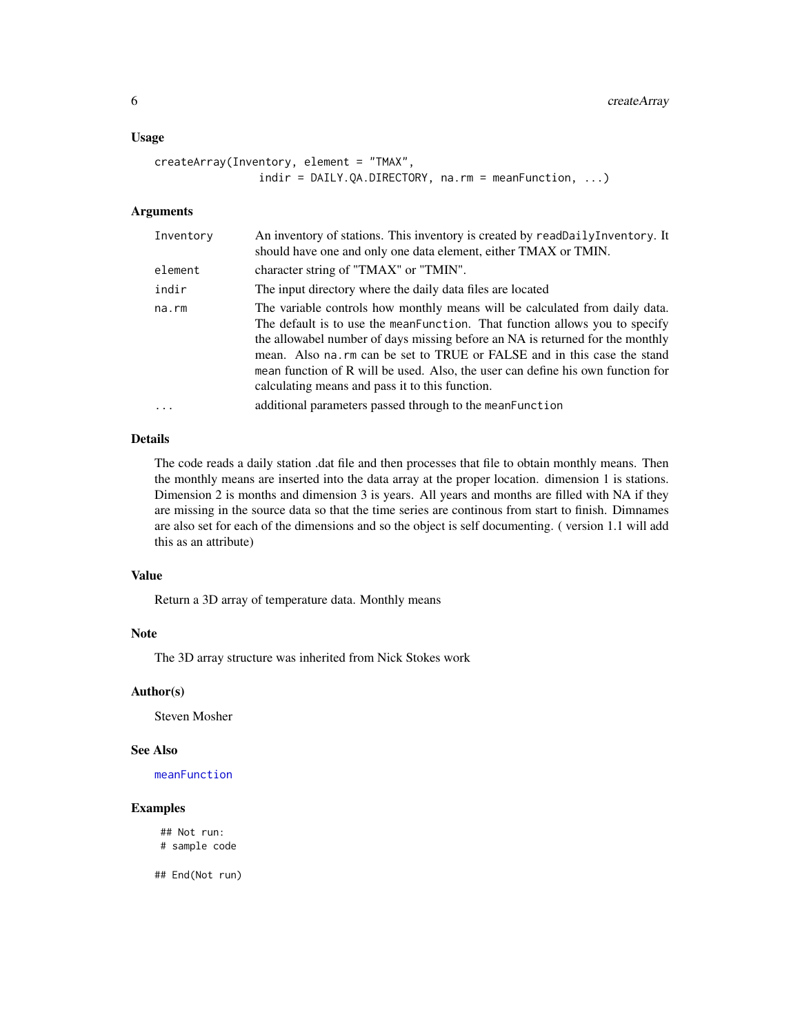### Usage

```
createArray(Inventory, element = "TMAX",
                indir = DAILY.QA.DIRECTORY, na.rm = meanFunction, ...)
```

### Arguments

| | |
|---|---|
| Inventory | An inventory of stations. This inventory is created by `readDailyInventory`. It should have one and only one data element, either TMAX or TMIN. |
| element | character string of "TMAX" or "TMIN". |
| indir | The input directory where the daily data files are located |
| na.rm | The variable controls how monthly means will be calculated from daily data. The default is to use the `meanFunction`. That function allows you to specify the allowabel number of days missing before an NA is returned for the monthly mean. Also `na.rm` can be set to TRUE or FALSE and in this case the stand `mean` function of R will be used. Also, the user can define his own function for calculating means and pass it to this function. |
| ... | additional parameters passed through to the `meanFunction` |

### Details

The code reads a daily station .dat file and then processes that file to obtain monthly means. Then the monthly means are inserted into the data array at the proper location. dimension 1 is stations. Dimension 2 is months and dimension 3 is years. All years and months are filled with NA if they are missing in the source data so that the time series are continous from start to finish. Dimnames are also set for each of the dimensions and so the object is self documenting. ( version 1.1 will add this as an attribute)

### Value

Return a 3D array of temperature data. Monthly means

### Note

The 3D array structure was inherited from Nick Stokes work

### Author(s)

Steven Mosher

### See Also

`meanFunction`

### Examples

```
 ## Not run:
 # sample code

## End(Not run)
```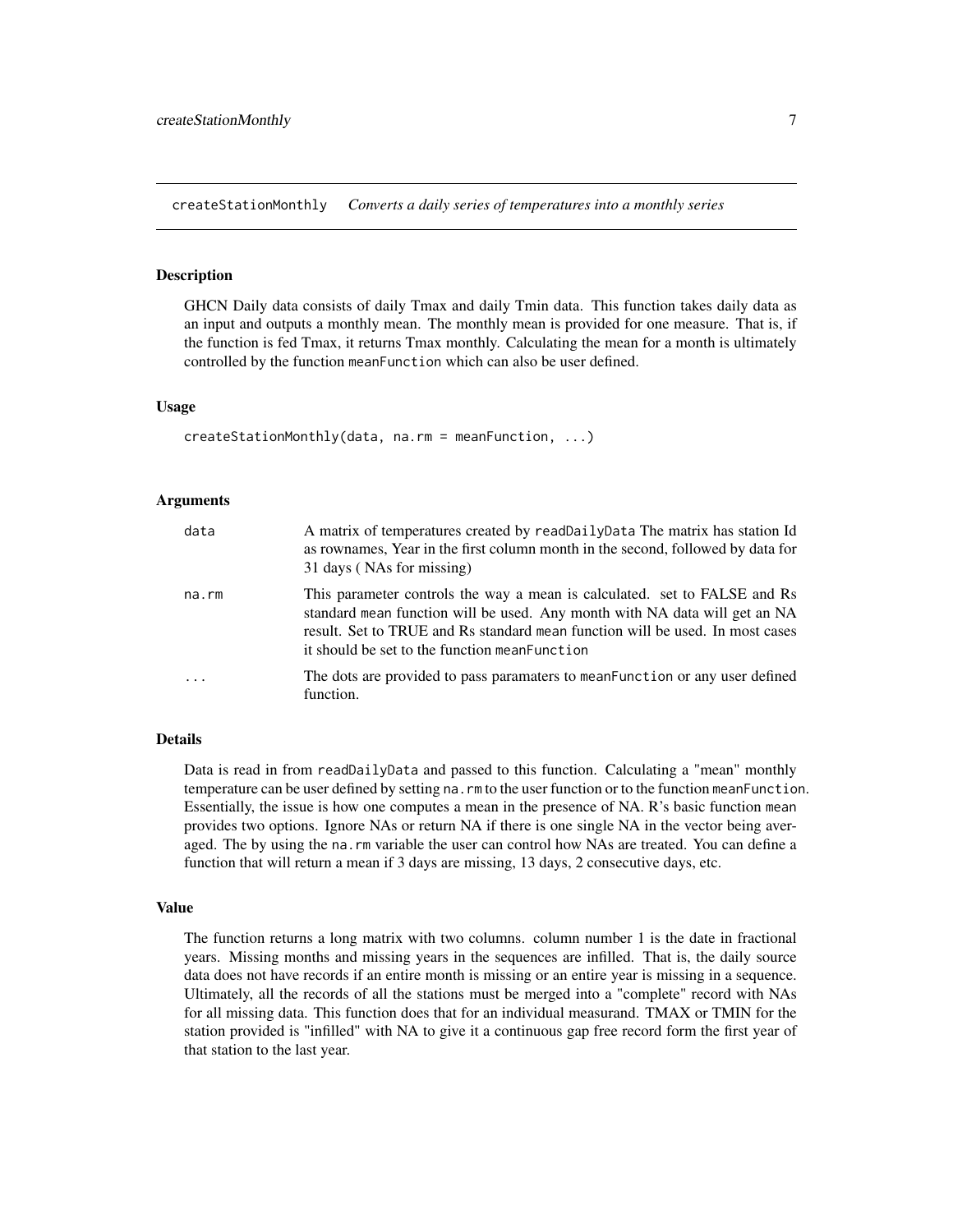createStationMonthly *Converts a daily series of temperatures into a monthly series*

---

## Description

GHCN Daily data consists of daily Tmax and daily Tmin data. This function takes daily data as an input and outputs a monthly mean. The monthly mean is provided for one measure. That is, if the function is fed Tmax, it returns Tmax monthly. Calculating the mean for a month is ultimately controlled by the function `meanFunction` which can also be user defined.

## Usage

```
createStationMonthly(data, na.rm = meanFunction, ...)
```

## Arguments

| | |
|---|---|
| `data` | A matrix of temperatures created by `readDailyData` The matrix has station Id as rownames, Year in the first column month in the second, followed by data for 31 days ( NAs for missing) |
| `na.rm` | This parameter controls the way a mean is calculated. set to FALSE and Rs standard `mean` function will be used. Any month with NA data will get an NA result. Set to TRUE and Rs standard `mean` function will be used. In most cases it should be set to the function `meanFunction` |
| `...` | The dots are provided to pass paramaters to `meanFunction` or any user defined function. |

## Details

Data is read in from `readDailyData` and passed to this function. Calculating a "mean" monthly temperature can be user defined by setting `na.rm` to the user function or to the function `meanFunction`. Essentially, the issue is how one computes a mean in the presence of NA. R's basic function `mean` provides two options. Ignore NAs or return NA if there is one single NA in the vector being averaged. The by using the `na.rm` variable the user can control how NAs are treated. You can define a function that will return a mean if 3 days are missing, 13 days, 2 consecutive days, etc.

## Value

The function returns a long matrix with two columns. column number 1 is the date in fractional years. Missing months and missing years in the sequences are infilled. That is, the daily source data does not have records if an entire month is missing or an entire year is missing in a sequence. Ultimately, all the records of all the stations must be merged into a "complete" record with NAs for all missing data. This function does that for an individual measurand. TMAX or TMIN for the station provided is "infilled" with NA to give it a continuous gap free record form the first year of that station to the last year.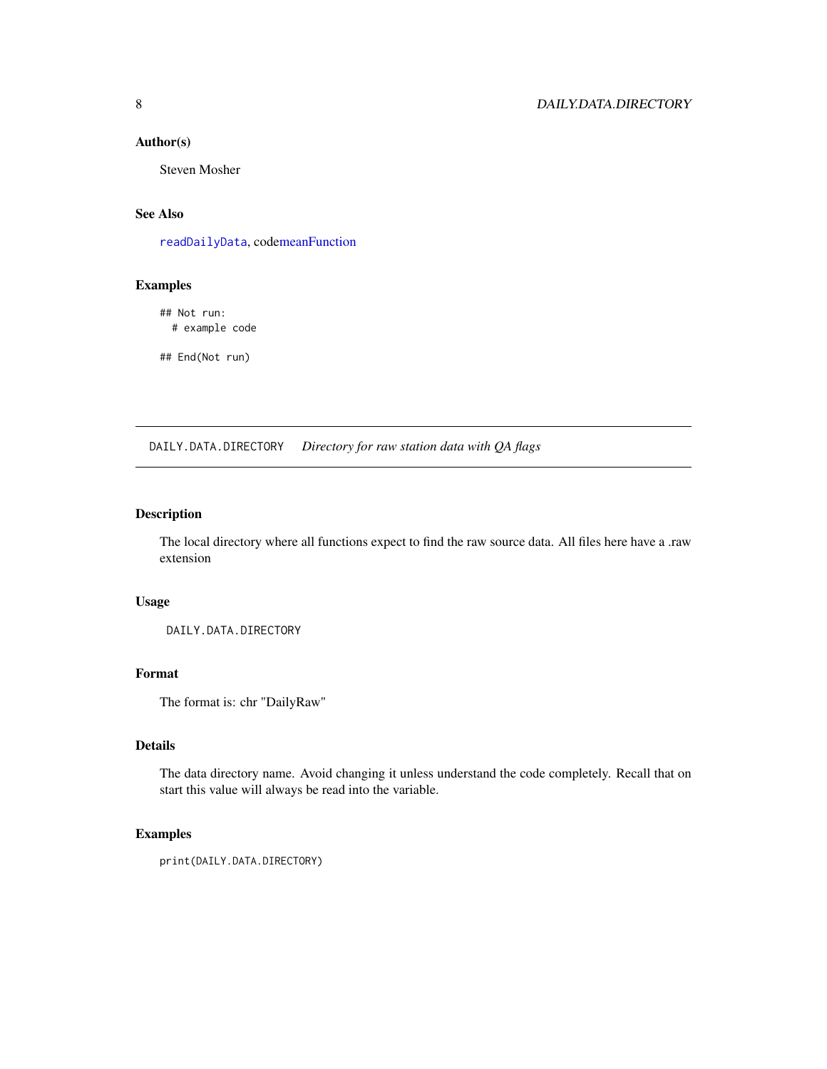### Author(s)

Steven Mosher

### See Also

`readDailyData`, codemeanFunction

### Examples

```
## Not run:
  # example code

## End(Not run)
```

---

## DAILY.DATA.DIRECTORY *Directory for raw station data with QA flags*

---

### Description

The local directory where all functions expect to find the raw source data. All files here have a .raw extension

### Usage

```
DAILY.DATA.DIRECTORY
```

### Format

The format is: chr "DailyRaw"

### Details

The data directory name. Avoid changing it unless understand the code completely. Recall that on start this value will always be read into the variable.

### Examples

```
print(DAILY.DATA.DIRECTORY)
```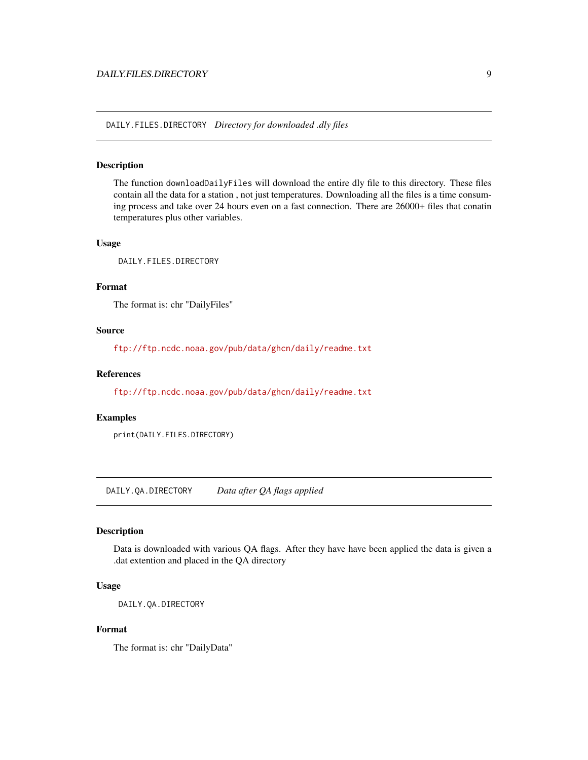## DAILY.FILES.DIRECTORY *Directory for downloaded .dly files*

### Description

The function `downloadDailyFiles` will download the entire dly file to this directory. These files contain all the data for a station , not just temperatures. Downloading all the files is a time consuming process and take over 24 hours even on a fast connection. There are 26000+ files that conatin temperatures plus other variables.

### Usage

```
DAILY.FILES.DIRECTORY
```

### Format

The format is: chr "DailyFiles"

### Source

ftp://ftp.ncdc.noaa.gov/pub/data/ghcn/daily/readme.txt

### References

ftp://ftp.ncdc.noaa.gov/pub/data/ghcn/daily/readme.txt

### Examples

```
print(DAILY.FILES.DIRECTORY)
```

## DAILY.QA.DIRECTORY *Data after QA flags applied*

### Description

Data is downloaded with various QA flags. After they have have been applied the data is given a .dat extention and placed in the QA directory

### Usage

```
DAILY.QA.DIRECTORY
```

### Format

The format is: chr "DailyData"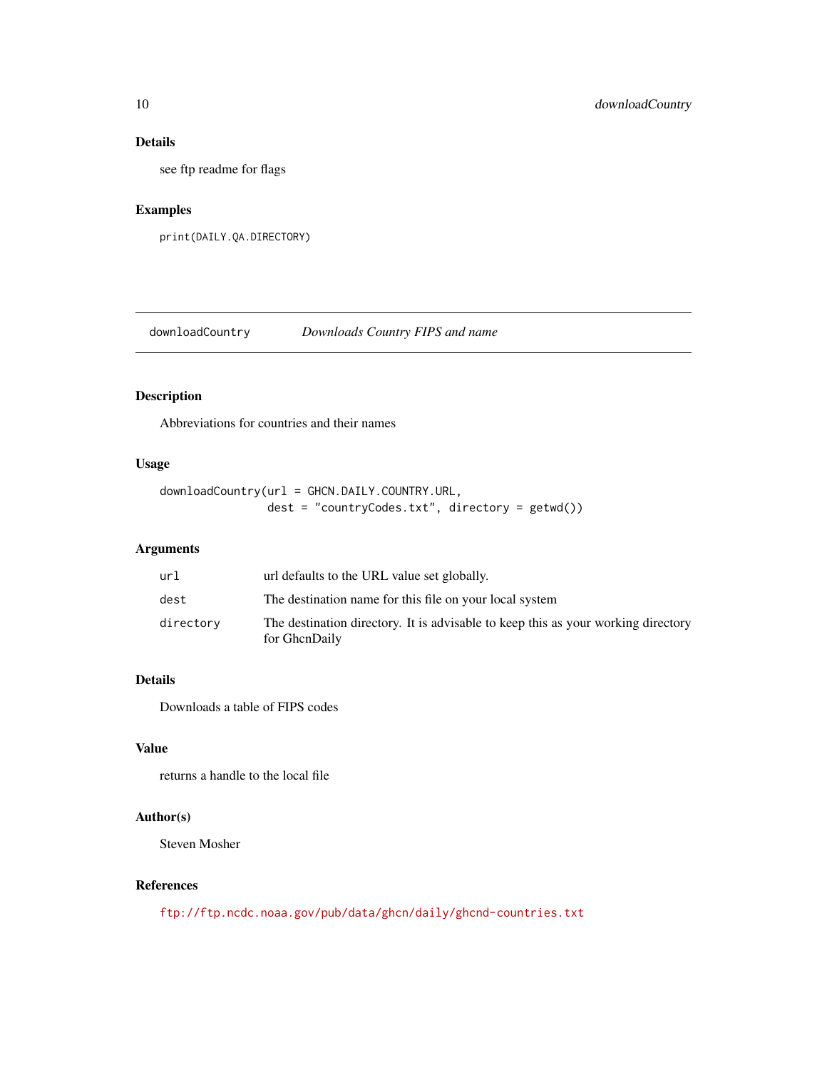### Details

see ftp readme for flags

### Examples

```
print(DAILY.QA.DIRECTORY)
```

---

## downloadCountry    *Downloads Country FIPS and name*

---

### Description

Abbreviations for countries and their names

### Usage

```
downloadCountry(url = GHCN.DAILY.COUNTRY.URL,
                dest = "countryCodes.txt", directory = getwd())
```

### Arguments

| | |
|---|---|
| `url` | url defaults to the URL value set globally. |
| `dest` | The destination name for this file on your local system |
| `directory` | The destination directory. It is advisable to keep this as your working directory for GhcnDaily |

### Details

Downloads a table of FIPS codes

### Value

returns a handle to the local file

### Author(s)

Steven Mosher

### References

ftp://ftp.ncdc.noaa.gov/pub/data/ghcn/daily/ghcnd-countries.txt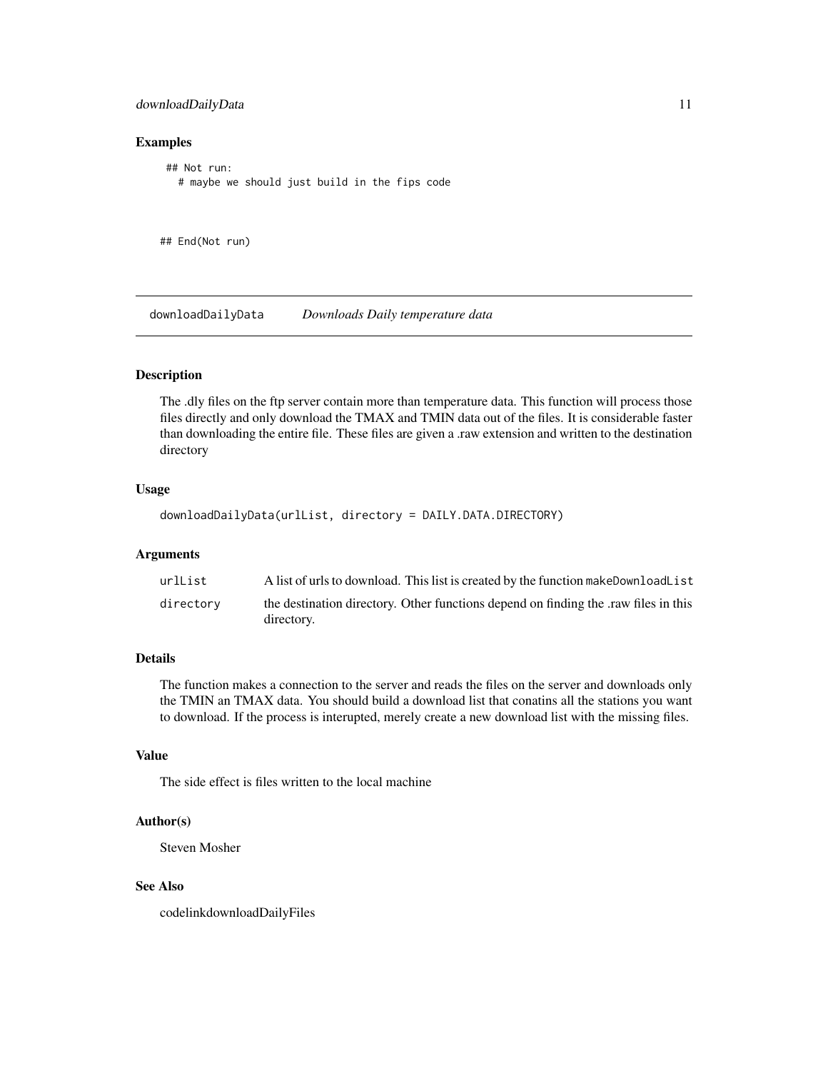## Examples

```
## Not run:
  # maybe we should just build in the fips code



## End(Not run)
```

---

## downloadDailyData *Downloads Daily temperature data*

---

### Description

The .dly files on the ftp server contain more than temperature data. This function will process those files directly and only download the TMAX and TMIN data out of the files. It is considerable faster than downloading the entire file. These files are given a .raw extension and written to the destination directory

### Usage

```
downloadDailyData(urlList, directory = DAILY.DATA.DIRECTORY)
```

### Arguments

| | |
|---|---|
| urlList | A list of urls to download. This list is created by the function makeDownloadList |
| directory | the destination directory. Other functions depend on finding the .raw files in this directory. |

### Details

The function makes a connection to the server and reads the files on the server and downloads only the TMIN an TMAX data. You should build a download list that conatins all the stations you want to download. If the process is interupted, merely create a new download list with the missing files.

### Value

The side effect is files written to the local machine

### Author(s)

Steven Mosher

### See Also

codelinkdownloadDailyFiles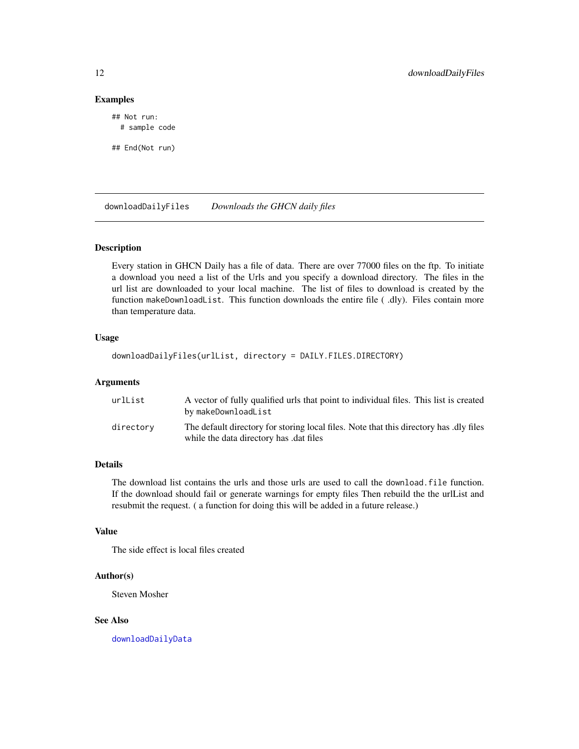### Examples

```
## Not run:
  # sample code

## End(Not run)
```

---

## downloadDailyFiles    *Downloads the GHCN daily files*

---

### Description

Every station in GHCN Daily has a file of data. There are over 77000 files on the ftp. To initiate a download you need a list of the Urls and you specify a download directory. The files in the url list are downloaded to your local machine. The list of files to download is created by the function `makeDownloadList`. This function downloads the entire file ( .dly). Files contain more than temperature data.

### Usage

```
downloadDailyFiles(urlList, directory = DAILY.FILES.DIRECTORY)
```

### Arguments

| | |
|---|---|
| `urlList` | A vector of fully qualified urls that point to individual files. This list is created by `makeDownloadList` |
| `directory` | The default directory for storing local files. Note that this directory has .dly files while the data directory has .dat files |

### Details

The download list contains the urls and those urls are used to call the `download.file` function. If the download should fail or generate warnings for empty files Then rebuild the the urlList and resubmit the request. ( a function for doing this will be added in a future release.)

### Value

The side effect is local files created

### Author(s)

Steven Mosher

### See Also

`downloadDailyData`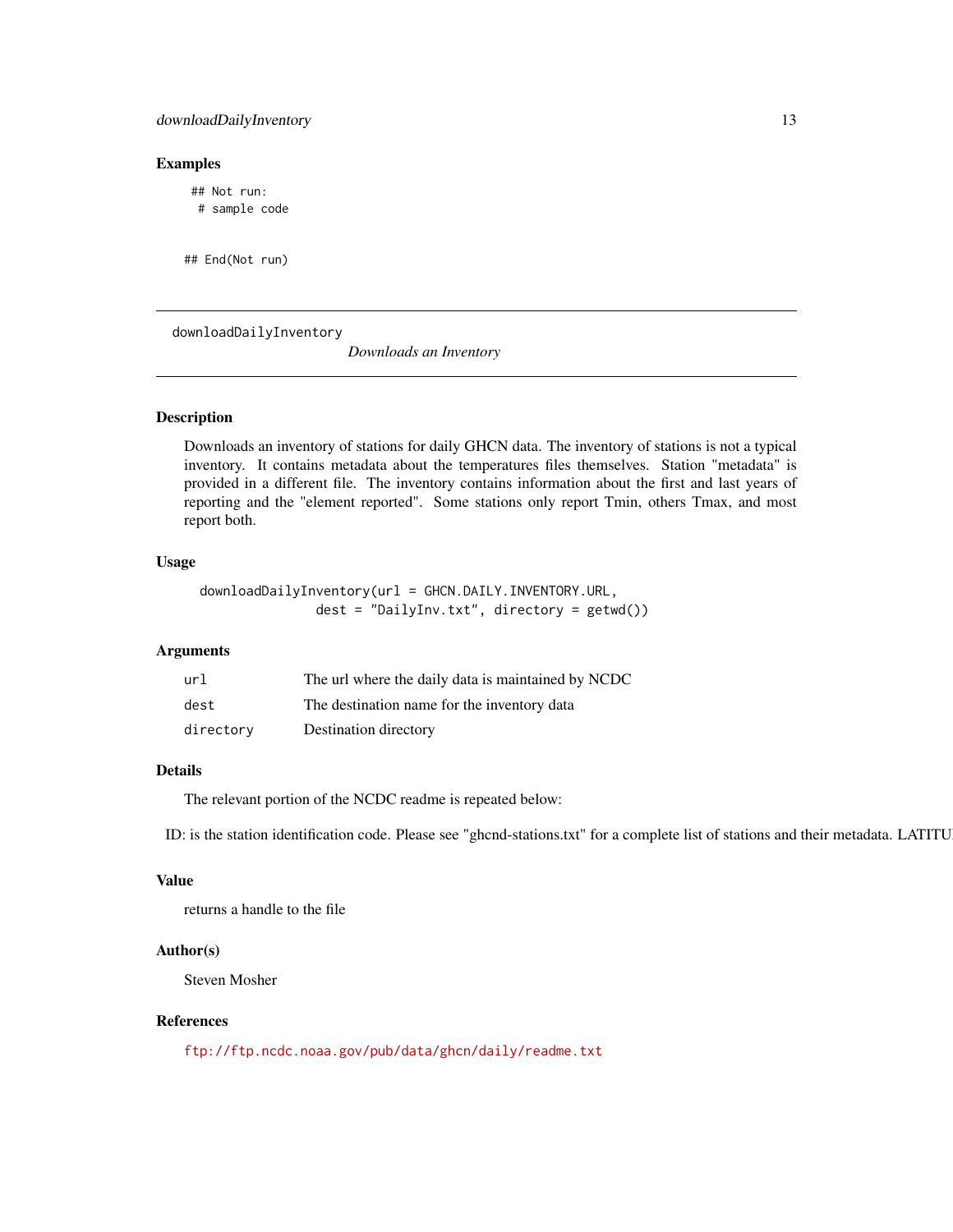## Examples

```
## Not run:
 # sample code


## End(Not run)
```

---

`downloadDailyInventory` *Downloads an Inventory*

---

### Description

Downloads an inventory of stations for daily GHCN data. The inventory of stations is not a typical inventory. It contains metadata about the temperatures files themselves. Station "metadata" is provided in a different file. The inventory contains information about the first and last years of reporting and the "element reported". Some stations only report Tmin, others Tmax, and most report both.

### Usage

```
downloadDailyInventory(url = GHCN.DAILY.INVENTORY.URL,
                 dest = "DailyInv.txt", directory = getwd())
```

### Arguments

| | |
|---|---|
| `url` | The url where the daily data is maintained by NCDC |
| `dest` | The destination name for the inventory data |
| `directory` | Destination directory |

### Details

The relevant portion of the NCDC readme is repeated below:

ID: is the station identification code. Please see "ghcnd-stations.txt" for a complete list of stations and their metadata. LATITU

### Value

returns a handle to the file

### Author(s)

Steven Mosher

### References

ftp://ftp.ncdc.noaa.gov/pub/data/ghcn/daily/readme.txt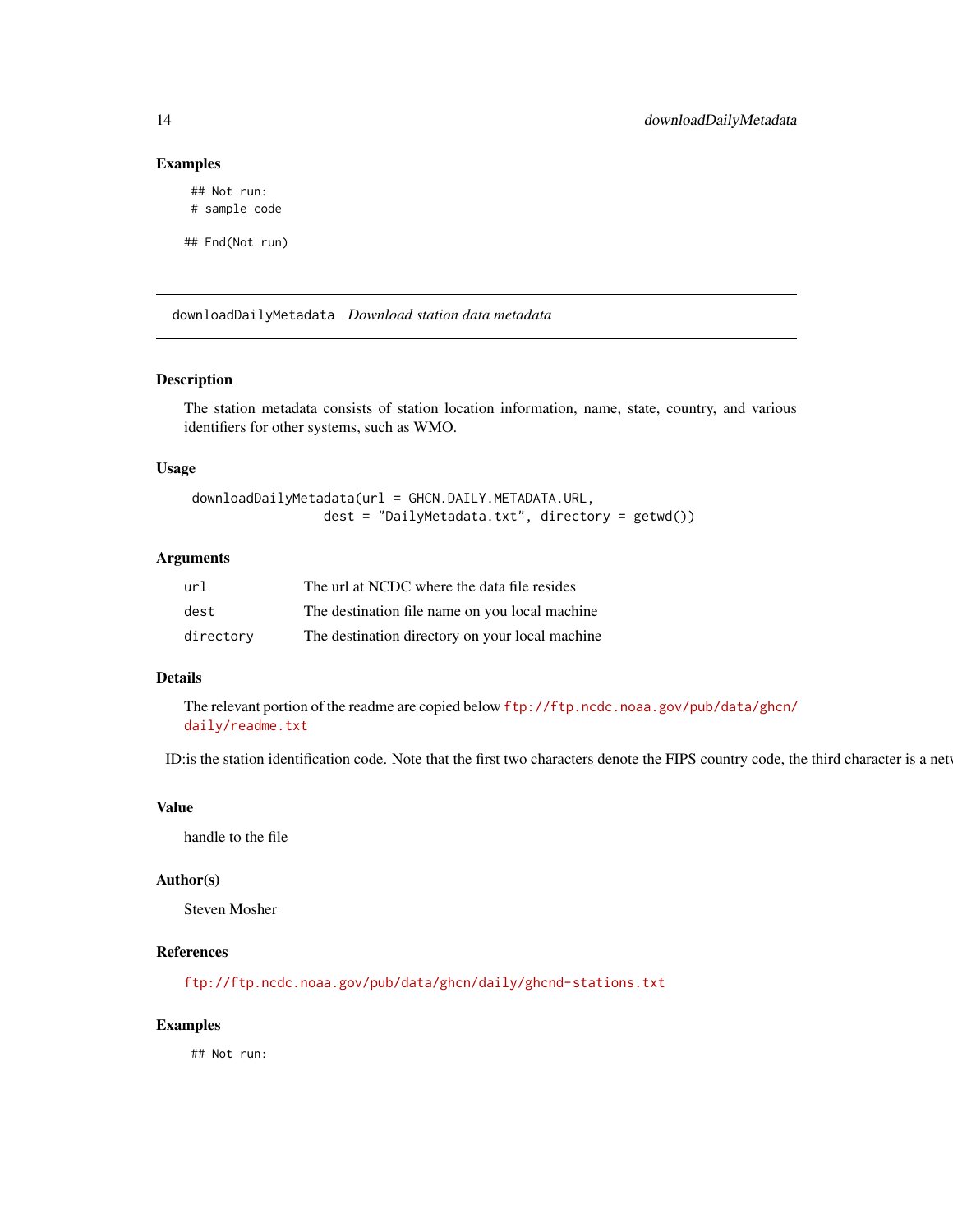### Examples

```
## Not run:
# sample code

## End(Not run)
```

---

## downloadDailyMetadata *Download station data metadata*

---

### Description

The station metadata consists of station location information, name, state, country, and various identifiers for other systems, such as WMO.

### Usage

```
downloadDailyMetadata(url = GHCN.DAILY.METADATA.URL,
                  dest = "DailyMetadata.txt", directory = getwd())
```

### Arguments

| | |
|---|---|
| `url` | The url at NCDC where the data file resides |
| `dest` | The destination file name on you local machine |
| `directory` | The destination directory on your local machine |

### Details

The relevant portion of the readme are copied below ftp://ftp.ncdc.noaa.gov/pub/data/ghcn/daily/readme.txt

ID:is the station identification code. Note that the first two characters denote the FIPS country code, the third character is a netw

### Value

handle to the file

### Author(s)

Steven Mosher

### References

ftp://ftp.ncdc.noaa.gov/pub/data/ghcn/daily/ghcnd-stations.txt

### Examples

```
## Not run:
```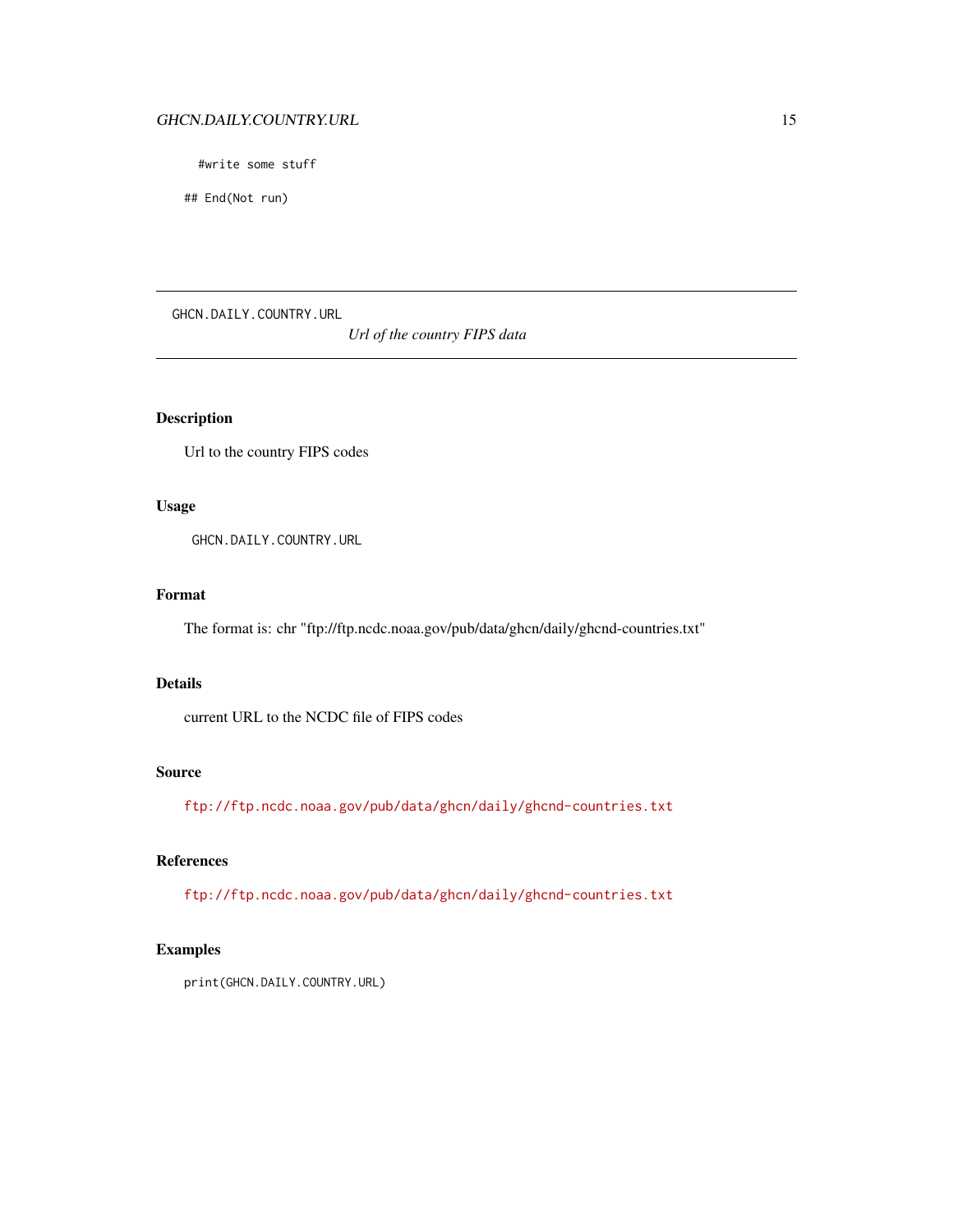```
  #write some stuff

## End(Not run)
```

---

GHCN.DAILY.COUNTRY.URL  *Url of the country FIPS data*

---

## Description

Url to the country FIPS codes

## Usage

```
GHCN.DAILY.COUNTRY.URL
```

## Format

The format is: chr "ftp://ftp.ncdc.noaa.gov/pub/data/ghcn/daily/ghcnd-countries.txt"

## Details

current URL to the NCDC file of FIPS codes

## Source

ftp://ftp.ncdc.noaa.gov/pub/data/ghcn/daily/ghcnd-countries.txt

## References

ftp://ftp.ncdc.noaa.gov/pub/data/ghcn/daily/ghcnd-countries.txt

## Examples

```
print(GHCN.DAILY.COUNTRY.URL)
```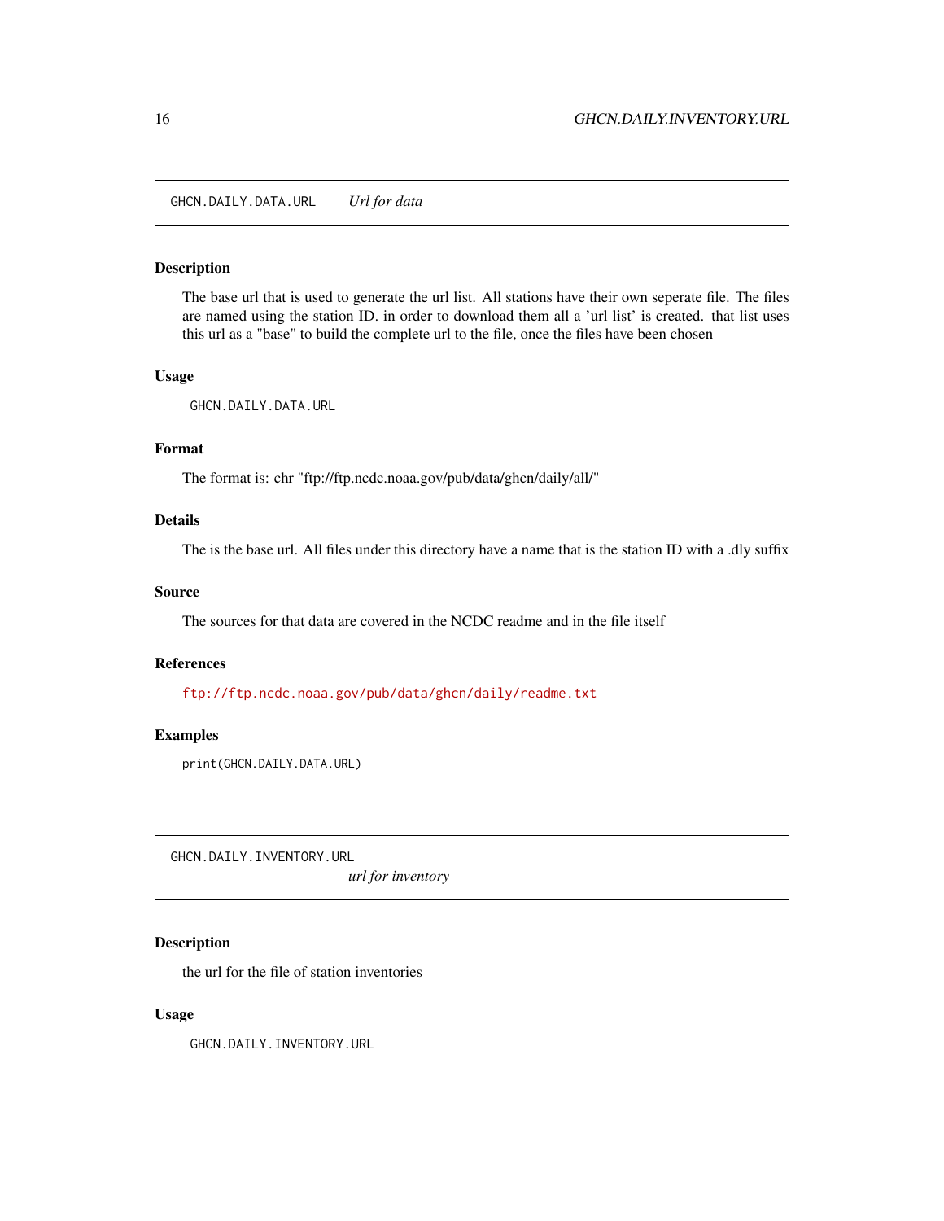## GHCN.DAILY.DATA.URL *Url for data*

### Description

The base url that is used to generate the url list. All stations have their own seperate file. The files are named using the station ID. in order to download them all a 'url list' is created. that list uses this url as a "base" to build the complete url to the file, once the files have been chosen

### Usage

```
GHCN.DAILY.DATA.URL
```

### Format

The format is: chr "ftp://ftp.ncdc.noaa.gov/pub/data/ghcn/daily/all/"

### Details

The is the base url. All files under this directory have a name that is the station ID with a .dly suffix

### Source

The sources for that data are covered in the NCDC readme and in the file itself

### References

ftp://ftp.ncdc.noaa.gov/pub/data/ghcn/daily/readme.txt

### Examples

```
print(GHCN.DAILY.DATA.URL)
```

## GHCN.DAILY.INVENTORY.URL *url for inventory*

### Description

the url for the file of station inventories

### Usage

```
GHCN.DAILY.INVENTORY.URL
```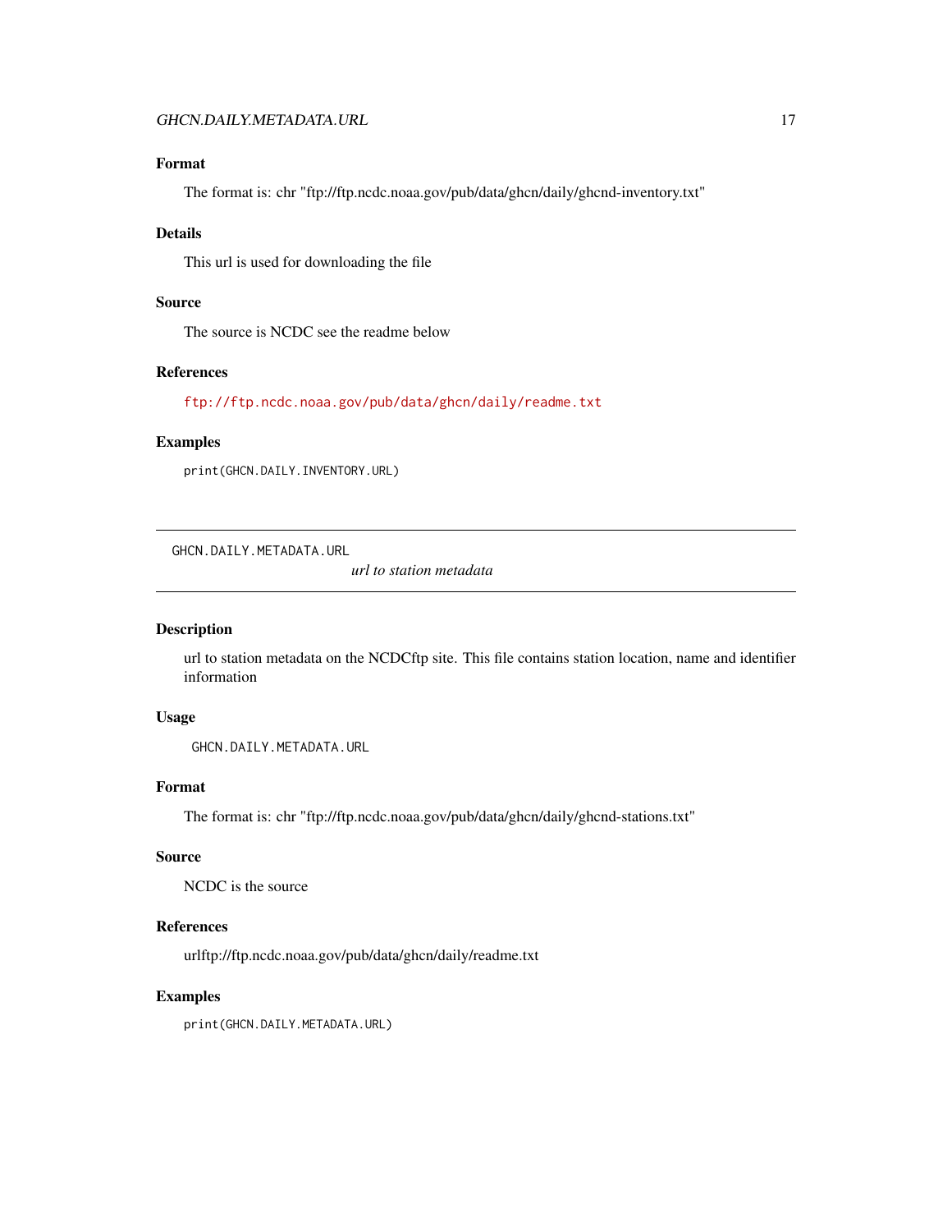## Format

The format is: chr "ftp://ftp.ncdc.noaa.gov/pub/data/ghcn/daily/ghcnd-inventory.txt"

## Details

This url is used for downloading the file

## Source

The source is NCDC see the readme below

## References

ftp://ftp.ncdc.noaa.gov/pub/data/ghcn/daily/readme.txt

## Examples

```
print(GHCN.DAILY.INVENTORY.URL)
```

---

# GHCN.DAILY.METADATA.URL

*url to station metadata*

---

## Description

url to station metadata on the NCDCftp site. This file contains station location, name and identifier information

## Usage

```
GHCN.DAILY.METADATA.URL
```

## Format

The format is: chr "ftp://ftp.ncdc.noaa.gov/pub/data/ghcn/daily/ghcnd-stations.txt"

## Source

NCDC is the source

## References

urlftp://ftp.ncdc.noaa.gov/pub/data/ghcn/daily/readme.txt

## Examples

```
print(GHCN.DAILY.METADATA.URL)
```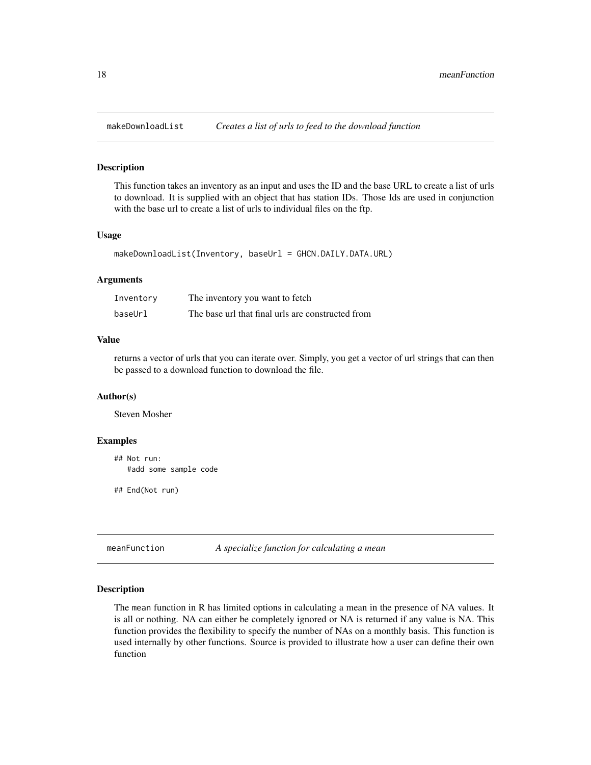## makeDownloadList — *Creates a list of urls to feed to the download function*

### Description

This function takes an inventory as an input and uses the ID and the base URL to create a list of urls to download. It is supplied with an object that has station IDs. Those Ids are used in conjunction with the base url to create a list of urls to individual files on the ftp.

### Usage

```
makeDownloadList(Inventory, baseUrl = GHCN.DAILY.DATA.URL)
```

### Arguments

| | |
|---|---|
| Inventory | The inventory you want to fetch |
| baseUrl | The base url that final urls are constructed from |

### Value

returns a vector of urls that you can iterate over. Simply, you get a vector of url strings that can then be passed to a download function to download the file.

### Author(s)

Steven Mosher

### Examples

```
## Not run:
   #add some sample code

## End(Not run)
```

## meanFunction — *A specialize function for calculating a mean*

### Description

The mean function in R has limited options in calculating a mean in the presence of NA values. It is all or nothing. NA can either be completely ignored or NA is returned if any value is NA. This function provides the flexibility to specify the number of NAs on a monthly basis. This function is used internally by other functions. Source is provided to illustrate how a user can define their own function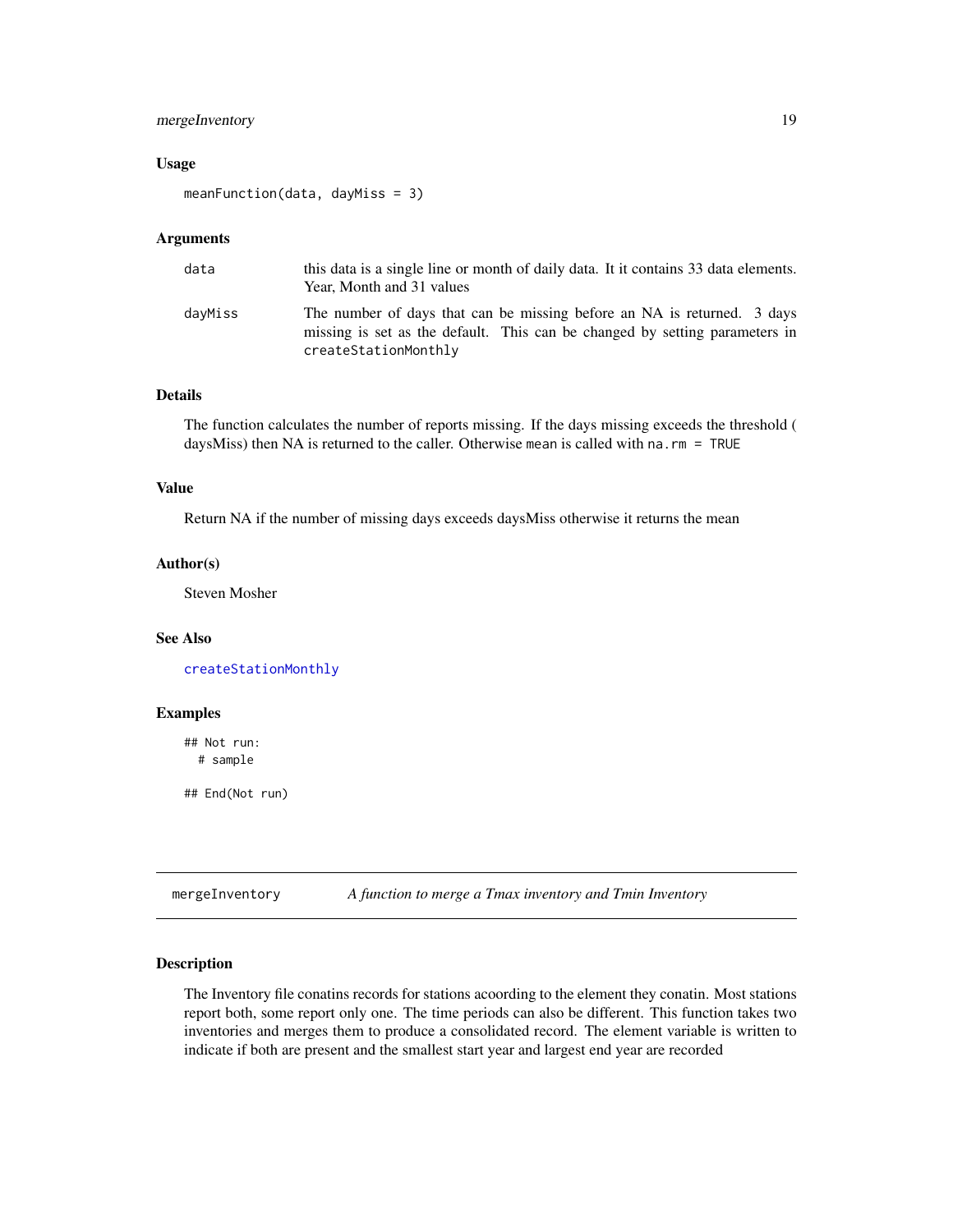### Usage

```
meanFunction(data, dayMiss = 3)
```

### Arguments

| | |
|---|---|
| data | this data is a single line or month of daily data. It it contains 33 data elements. Year, Month and 31 values |
| dayMiss | The number of days that can be missing before an NA is returned. 3 days missing is set as the default. This can be changed by setting parameters in `createStationMonthly` |

### Details

The function calculates the number of reports missing. If the days missing exceeds the threshold ( daysMiss) then NA is returned to the caller. Otherwise `mean` is called with `na.rm = TRUE`

### Value

Return NA if the number of missing days exceeds daysMiss otherwise it returns the mean

### Author(s)

Steven Mosher

### See Also

`createStationMonthly`

### Examples

```
## Not run:
  # sample

## End(Not run)
```

---

## mergeInventory — *A function to merge a Tmax inventory and Tmin Inventory*

---

### Description

The Inventory file conatins records for stations acoording to the element they conatin. Most stations report both, some report only one. The time periods can also be different. This function takes two inventories and merges them to produce a consolidated record. The element variable is written to indicate if both are present and the smallest start year and largest end year are recorded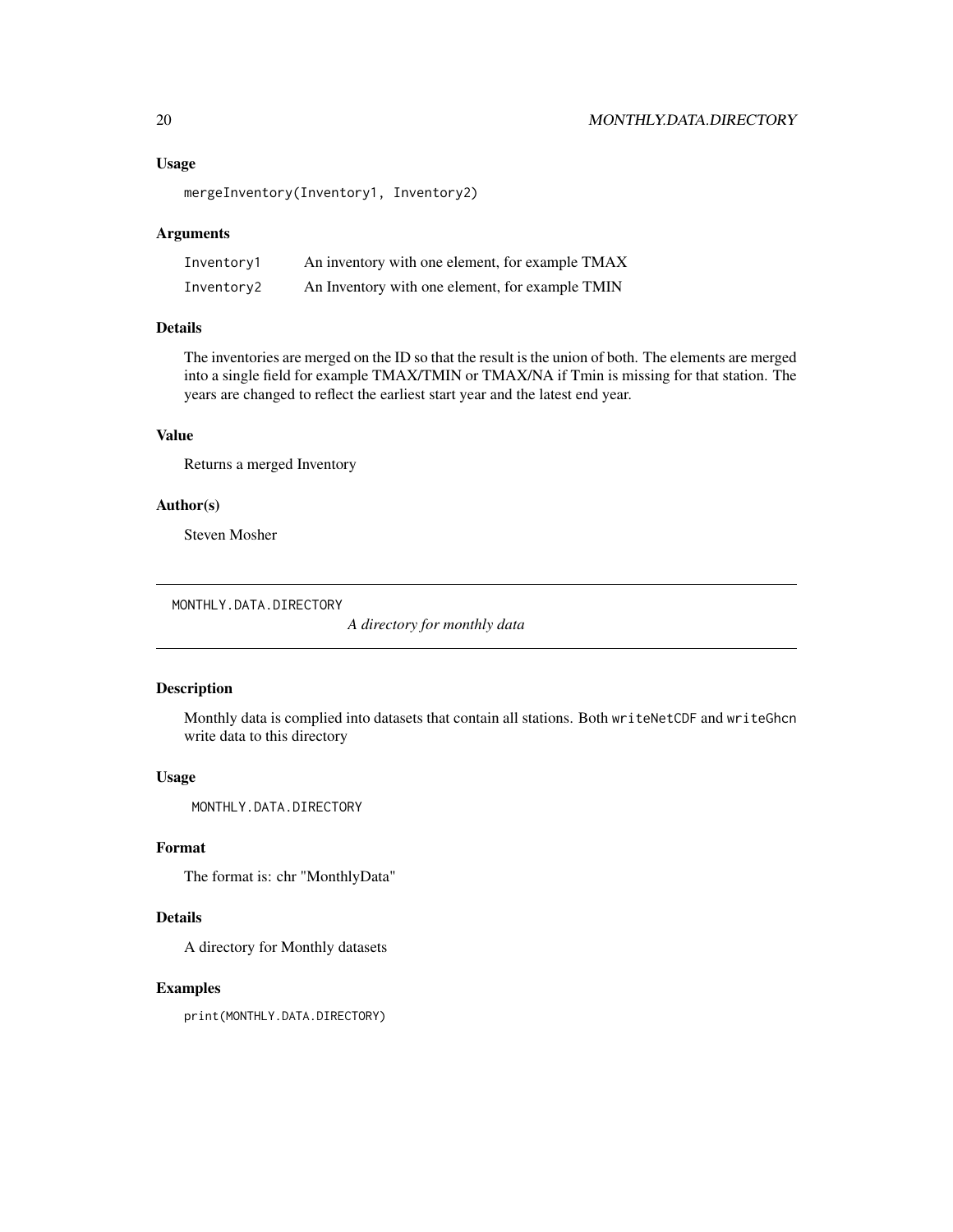### Usage

```
mergeInventory(Inventory1, Inventory2)
```

### Arguments

| | |
|---|---|
| `Inventory1` | An inventory with one element, for example TMAX |
| `Inventory2` | An Inventory with one element, for example TMIN |

### Details

The inventories are merged on the ID so that the result is the union of both. The elements are merged into a single field for example TMAX/TMIN or TMAX/NA if Tmin is missing for that station. The years are changed to reflect the earliest start year and the latest end year.

### Value

Returns a merged Inventory

### Author(s)

Steven Mosher

---

## MONTHLY.DATA.DIRECTORY *A directory for monthly data*

---

### Description

Monthly data is complied into datasets that contain all stations. Both `writeNetCDF` and `writeGhcn` write data to this directory

### Usage

```
MONTHLY.DATA.DIRECTORY
```

### Format

The format is: chr "MonthlyData"

### Details

A directory for Monthly datasets

### Examples

```
print(MONTHLY.DATA.DIRECTORY)
```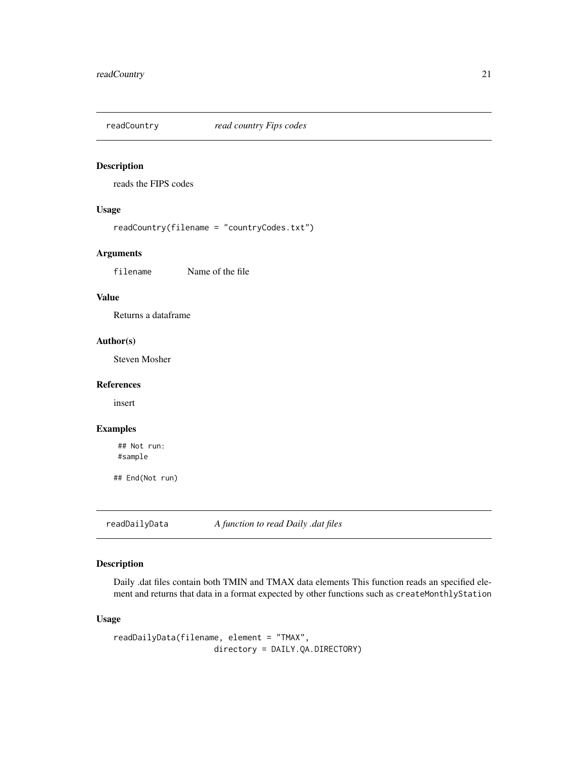## readCountry *read country Fips codes*

### Description

reads the FIPS codes

### Usage

```
readCountry(filename = "countryCodes.txt")
```

### Arguments

| | |
|---|---|
| filename | Name of the file |

### Value

Returns a dataframe

### Author(s)

Steven Mosher

### References

insert

### Examples

```
## Not run:
#sample

## End(Not run)
```

## readDailyData *A function to read Daily .dat files*

### Description

Daily .dat files contain both TMIN and TMAX data elements This function reads an specified element and returns that data in a format expected by other functions such as `createMonthlyStation`

### Usage

```
readDailyData(filename, element = "TMAX",
                    directory = DAILY.QA.DIRECTORY)
```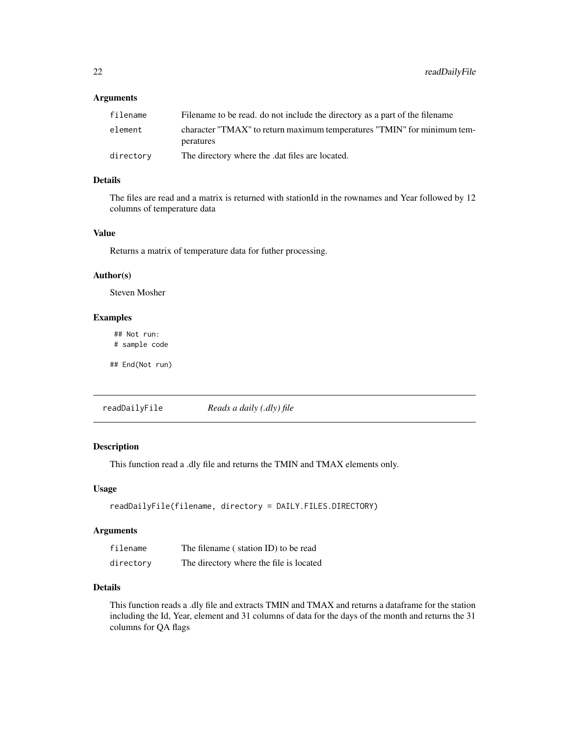### Arguments

| | |
|---|---|
| filename | Filename to be read. do not include the directory as a part of the filename |
| element | character "TMAX" to return maximum temperatures "TMIN" for minimum temperatures |
| directory | The directory where the .dat files are located. |

### Details

The files are read and a matrix is returned with stationId in the rownames and Year followed by 12 columns of temperature data

### Value

Returns a matrix of temperature data for futher processing.

### Author(s)

Steven Mosher

### Examples

```
## Not run:
# sample code

## End(Not run)
```

---

## readDailyFile *Reads a daily (.dly) file*

---

### Description

This function read a .dly file and returns the TMIN and TMAX elements only.

### Usage

```
readDailyFile(filename, directory = DAILY.FILES.DIRECTORY)
```

### Arguments

| | |
|---|---|
| filename | The filename ( station ID) to be read |
| directory | The directory where the file is located |

### Details

This function reads a .dly file and extracts TMIN and TMAX and returns a dataframe for the station including the Id, Year, element and 31 columns of data for the days of the month and returns the 31 columns for QA flags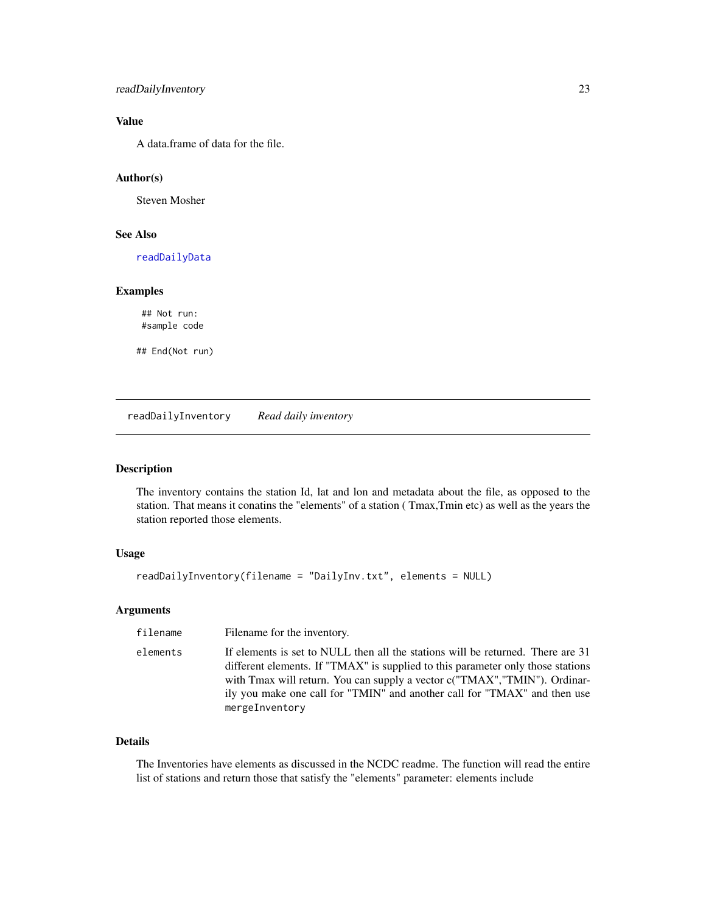### Value

A data.frame of data for the file.

### Author(s)

Steven Mosher

### See Also

readDailyData

### Examples

```
 ## Not run:
 #sample code

## End(Not run)
```

---

## readDailyInventory    *Read daily inventory*

---

### Description

The inventory contains the station Id, lat and lon and metadata about the file, as opposed to the station. That means it conatins the "elements" of a station ( Tmax,Tmin etc) as well as the years the station reported those elements.

### Usage

```
readDailyInventory(filename = "DailyInv.txt", elements = NULL)
```

### Arguments

| | |
|---|---|
| filename | Filename for the inventory. |
| elements | If elements is set to NULL then all the stations will be returned. There are 31 different elements. If "TMAX" is supplied to this parameter only those stations with Tmax will return. You can supply a vector c("TMAX","TMIN"). Ordinarily you make one call for "TMIN" and another call for "TMAX" and then use mergeInventory |

### Details

The Inventories have elements as discussed in the NCDC readme. The function will read the entire list of stations and return those that satisfy the "elements" parameter: elements include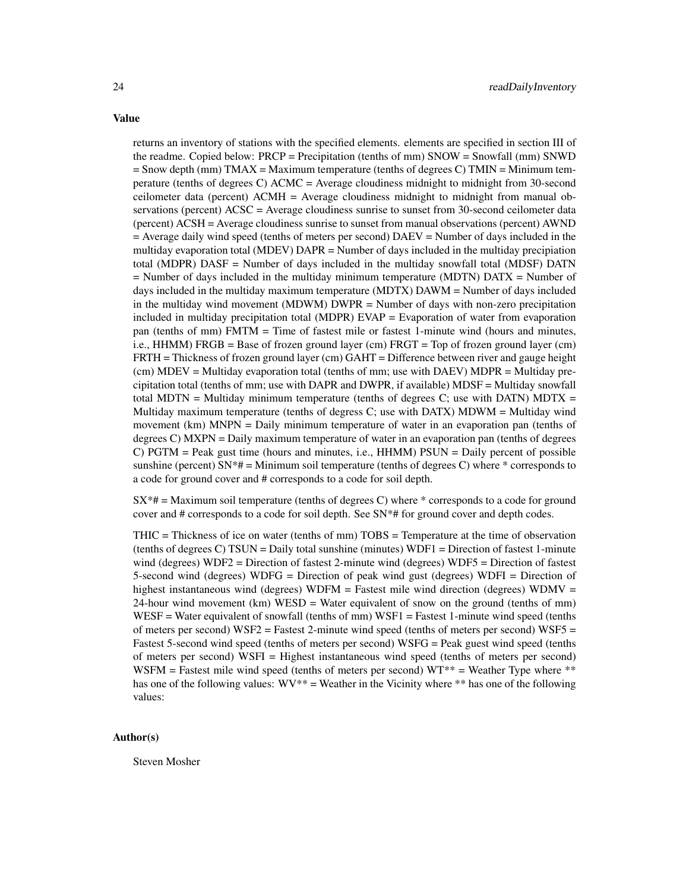### Value

returns an inventory of stations with the specified elements. elements are specified in section III of the readme. Copied below: PRCP = Precipitation (tenths of mm) SNOW = Snowfall (mm) SNWD = Snow depth (mm) TMAX = Maximum temperature (tenths of degrees C) TMIN = Minimum temperature (tenths of degrees C) ACMC = Average cloudiness midnight to midnight from 30-second ceilometer data (percent) ACMH = Average cloudiness midnight to midnight from manual observations (percent) ACSC = Average cloudiness sunrise to sunset from 30-second ceilometer data (percent) ACSH = Average cloudiness sunrise to sunset from manual observations (percent) AWND = Average daily wind speed (tenths of meters per second) DAEV = Number of days included in the multiday evaporation total (MDEV) DAPR = Number of days included in the multiday precipiation total (MDPR) DASF = Number of days included in the multiday snowfall total (MDSF) DATN = Number of days included in the multiday minimum temperature (MDTN) DATX = Number of days included in the multiday maximum temperature (MDTX) DAWM = Number of days included in the multiday wind movement (MDWM) DWPR = Number of days with non-zero precipitation included in multiday precipitation total (MDPR) EVAP = Evaporation of water from evaporation pan (tenths of mm) FMTM = Time of fastest mile or fastest 1-minute wind (hours and minutes, i.e., HHMM) FRGB = Base of frozen ground layer (cm) FRGT = Top of frozen ground layer (cm) FRTH = Thickness of frozen ground layer (cm) GAHT = Difference between river and gauge height (cm) MDEV = Multiday evaporation total (tenths of mm; use with DAEV) MDPR = Multiday precipitation total (tenths of mm; use with DAPR and DWPR, if available) MDSF = Multiday snowfall total MDTN = Multiday minimum temperature (tenths of degrees C; use with DATN) MDTX = Multiday maximum temperature (tenths of degress C; use with DATX) MDWM = Multiday wind movement (km) MNPN = Daily minimum temperature of water in an evaporation pan (tenths of degrees C) MXPN = Daily maximum temperature of water in an evaporation pan (tenths of degrees C) PGTM = Peak gust time (hours and minutes, i.e., HHMM) PSUN = Daily percent of possible sunshine (percent) SN*# = Minimum soil temperature (tenths of degrees C) where * corresponds to a code for ground cover and # corresponds to a code for soil depth.

SX*# = Maximum soil temperature (tenths of degrees C) where * corresponds to a code for ground cover and # corresponds to a code for soil depth. See SN*# for ground cover and depth codes.

THIC = Thickness of ice on water (tenths of mm) TOBS = Temperature at the time of observation (tenths of degrees C) TSUN = Daily total sunshine (minutes) WDF1 = Direction of fastest 1-minute wind (degrees) WDF2 = Direction of fastest 2-minute wind (degrees) WDF5 = Direction of fastest 5-second wind (degrees) WDFG = Direction of peak wind gust (degrees) WDFI = Direction of highest instantaneous wind (degrees) WDFM = Fastest mile wind direction (degrees) WDMV = 24-hour wind movement (km) WESD = Water equivalent of snow on the ground (tenths of mm) WESF = Water equivalent of snowfall (tenths of mm) WSF1 = Fastest 1-minute wind speed (tenths of meters per second) WSF2 = Fastest 2-minute wind speed (tenths of meters per second) WSF5 = Fastest 5-second wind speed (tenths of meters per second) WSFG = Peak guest wind speed (tenths of meters per second) WSFI = Highest instantaneous wind speed (tenths of meters per second) WSFM = Fastest mile wind speed (tenths of meters per second) WT** = Weather Type where ** has one of the following values: WV** = Weather in the Vicinity where ** has one of the following values:

### Author(s)

Steven Mosher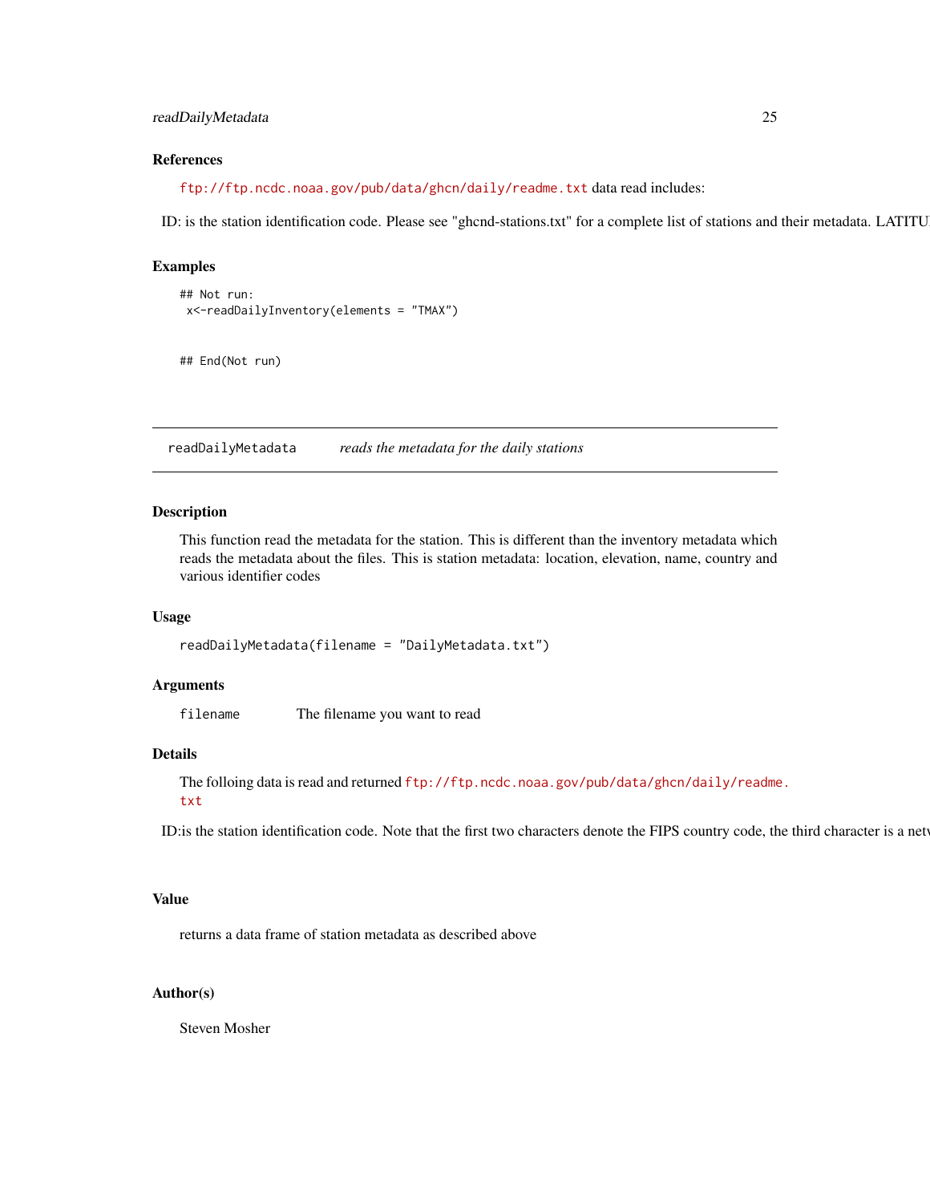## References

ftp://ftp.ncdc.noaa.gov/pub/data/ghcn/daily/readme.txt data read includes:

ID: is the station identification code. Please see "ghcnd-stations.txt" for a complete list of stations and their metadata. LATITU

## Examples

```
## Not run:
 x<-readDailyInventory(elements = "TMAX")


## End(Not run)
```

---

`readDailyMetadata` *reads the metadata for the daily stations*

---

## Description

This function read the metadata for the station. This is different than the inventory metadata which reads the metadata about the files. This is station metadata: location, elevation, name, country and various identifier codes

## Usage

```
readDailyMetadata(filename = "DailyMetadata.txt")
```

## Arguments

| | |
|---|---|
| filename | The filename you want to read |

## Details

The folloing data is read and returned ftp://ftp.ncdc.noaa.gov/pub/data/ghcn/daily/readme.txt

ID:is the station identification code. Note that the first two characters denote the FIPS country code, the third character is a netw

## Value

returns a data frame of station metadata as described above

## Author(s)

Steven Mosher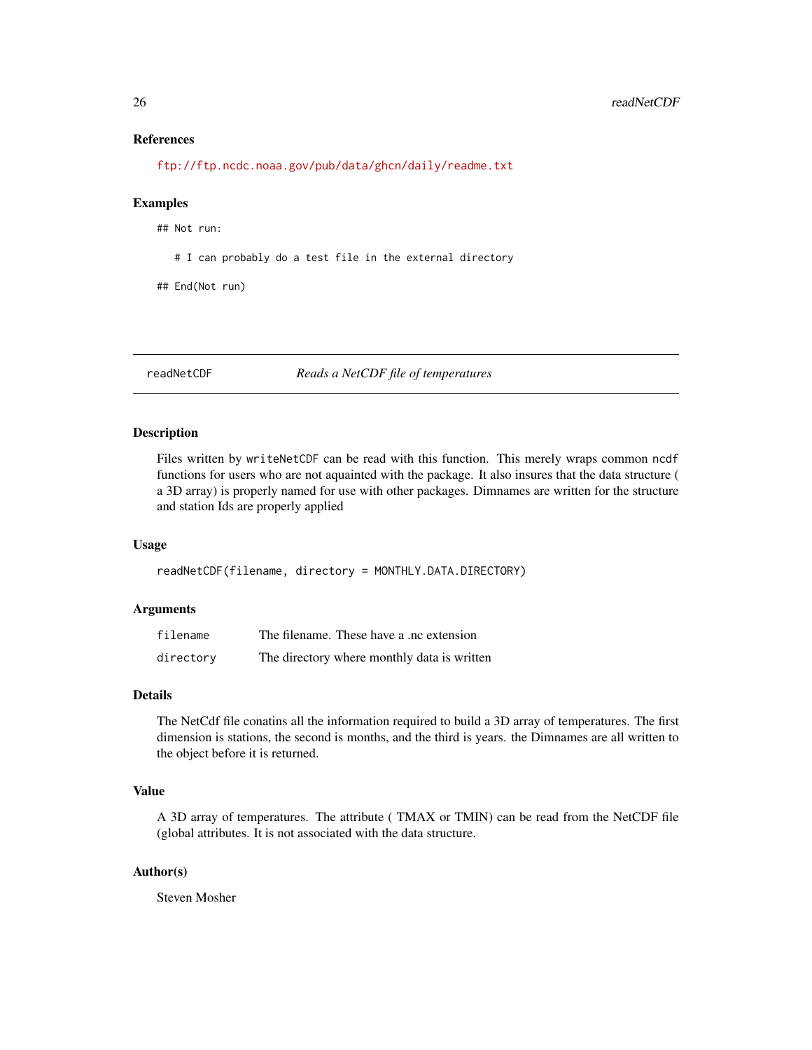### References

ftp://ftp.ncdc.noaa.gov/pub/data/ghcn/daily/readme.txt

### Examples

```
## Not run:

   # I can probably do a test file in the external directory

## End(Not run)
```

---

## readNetCDF — *Reads a NetCDF file of temperatures*

---

### Description

Files written by `writeNetCDF` can be read with this function. This merely wraps common `ncdf` functions for users who are not aquainted with the package. It also insures that the data structure ( a 3D array) is properly named for use with other packages. Dimnames are written for the structure and station Ids are properly applied

### Usage

```
readNetCDF(filename, directory = MONTHLY.DATA.DIRECTORY)
```

### Arguments

| | |
|---|---|
| `filename` | The filename. These have a .nc extension |
| `directory` | The directory where monthly data is written |

### Details

The NetCdf file conatins all the information required to build a 3D array of temperatures. The first dimension is stations, the second is months, and the third is years. the Dimnames are all written to the object before it is returned.

### Value

A 3D array of temperatures. The attribute ( TMAX or TMIN) can be read from the NetCDF file (global attributes. It is not associated with the data structure.

### Author(s)

Steven Mosher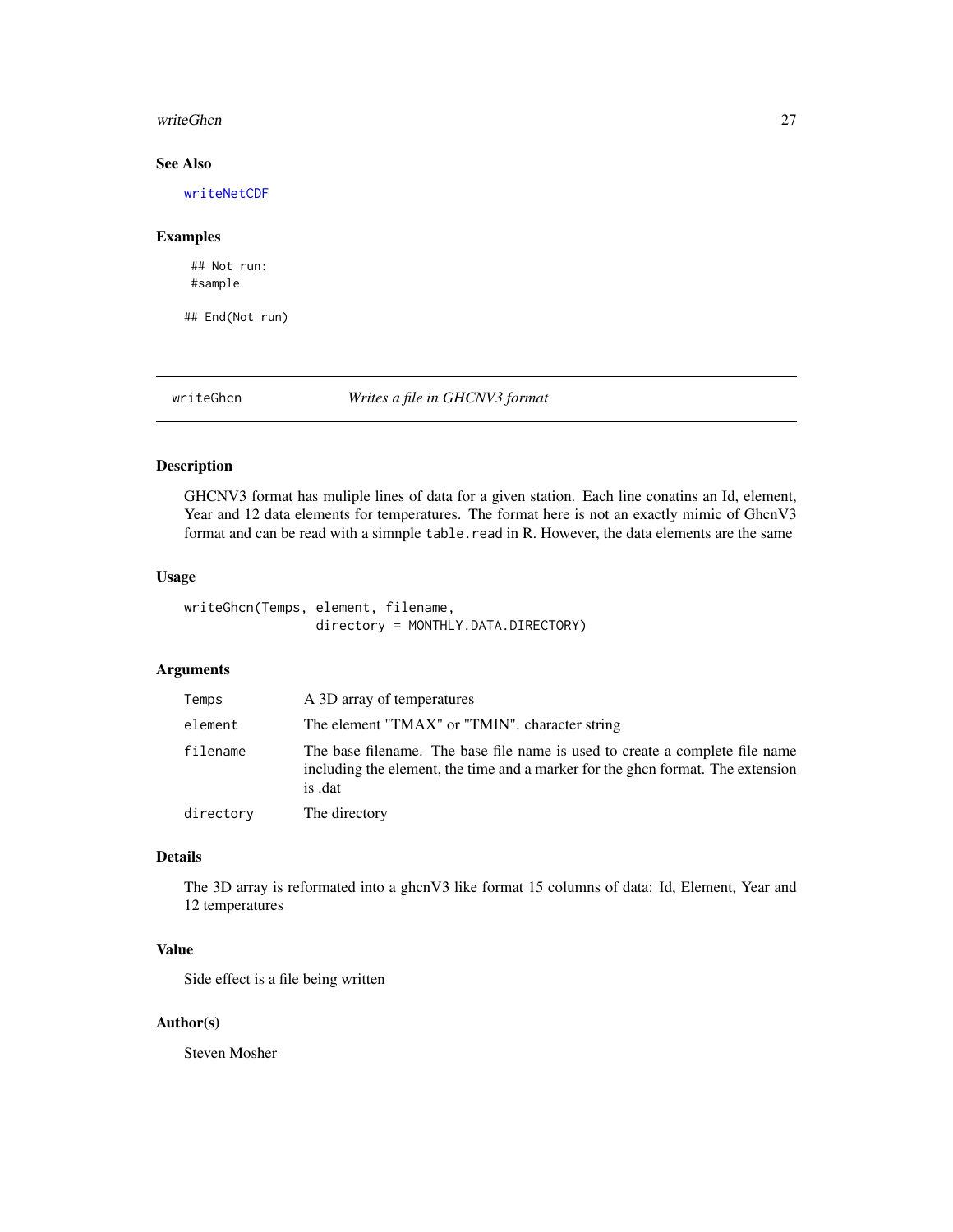### See Also

writeNetCDF

### Examples

```
## Not run:
#sample

## End(Not run)
```

---

## writeGhcn    *Writes a file in GHCNV3 format*

### Description

GHCNV3 format has muliple lines of data for a given station. Each line conatins an Id, element, Year and 12 data elements for temperatures. The format here is not an exactly mimic of GhcnV3 format and can be read with a simnple `table.read` in R. However, the data elements are the same

### Usage

```
writeGhcn(Temps, element, filename,
                  directory = MONTHLY.DATA.DIRECTORY)
```

### Arguments

| | |
|---|---|
| Temps | A 3D array of temperatures |
| element | The element "TMAX" or "TMIN". character string |
| filename | The base filename. The base file name is used to create a complete file name including the element, the time and a marker for the ghcn format. The extension is .dat |
| directory | The directory |

### Details

The 3D array is reformated into a ghcnV3 like format 15 columns of data: Id, Element, Year and 12 temperatures

### Value

Side effect is a file being written

### Author(s)

Steven Mosher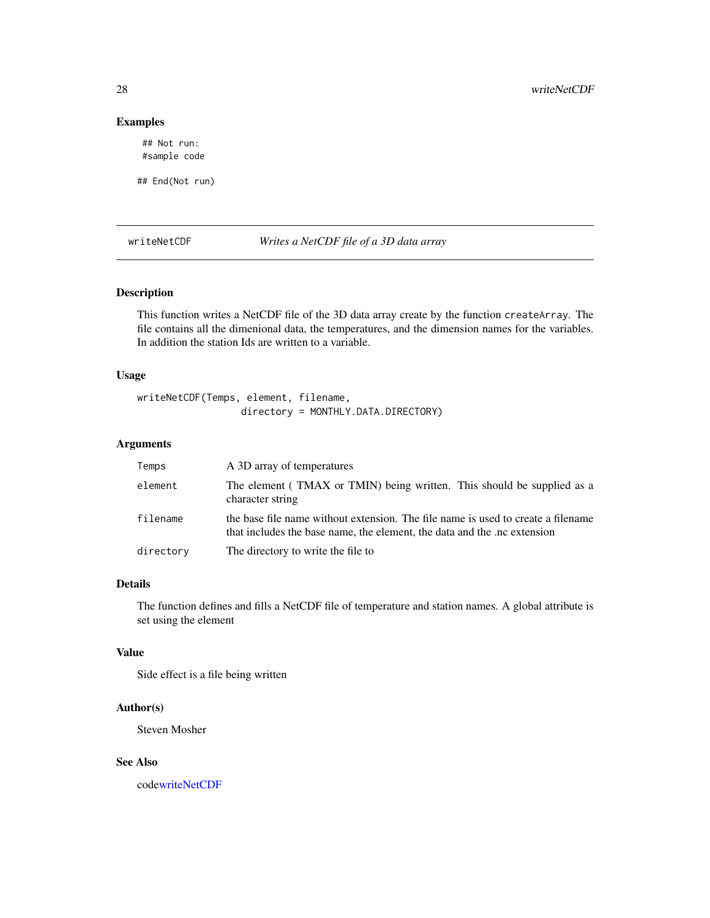## Examples

```
## Not run:
#sample code

## End(Not run)
```

---

`writeNetCDF` *Writes a NetCDF file of a 3D data array*

---

### Description

This function writes a NetCDF file of the 3D data array create by the function `createArray`. The file contains all the dimenional data, the temperatures, and the dimension names for the variables. In addition the station Ids are written to a variable.

### Usage

```
writeNetCDF(Temps, element, filename,
                  directory = MONTHLY.DATA.DIRECTORY)
```

### Arguments

| | |
|---|---|
| `Temps` | A 3D array of temperatures |
| `element` | The element ( TMAX or TMIN) being written. This should be supplied as a character string |
| `filename` | the base file name without extension. The file name is used to create a filename that includes the base name, the element, the data and the .nc extension |
| `directory` | The directory to write the file to |

### Details

The function defines and fills a NetCDF file of temperature and station names. A global attribute is set using the element

### Value

Side effect is a file being written

### Author(s)

Steven Mosher

### See Also

codewriteNetCDF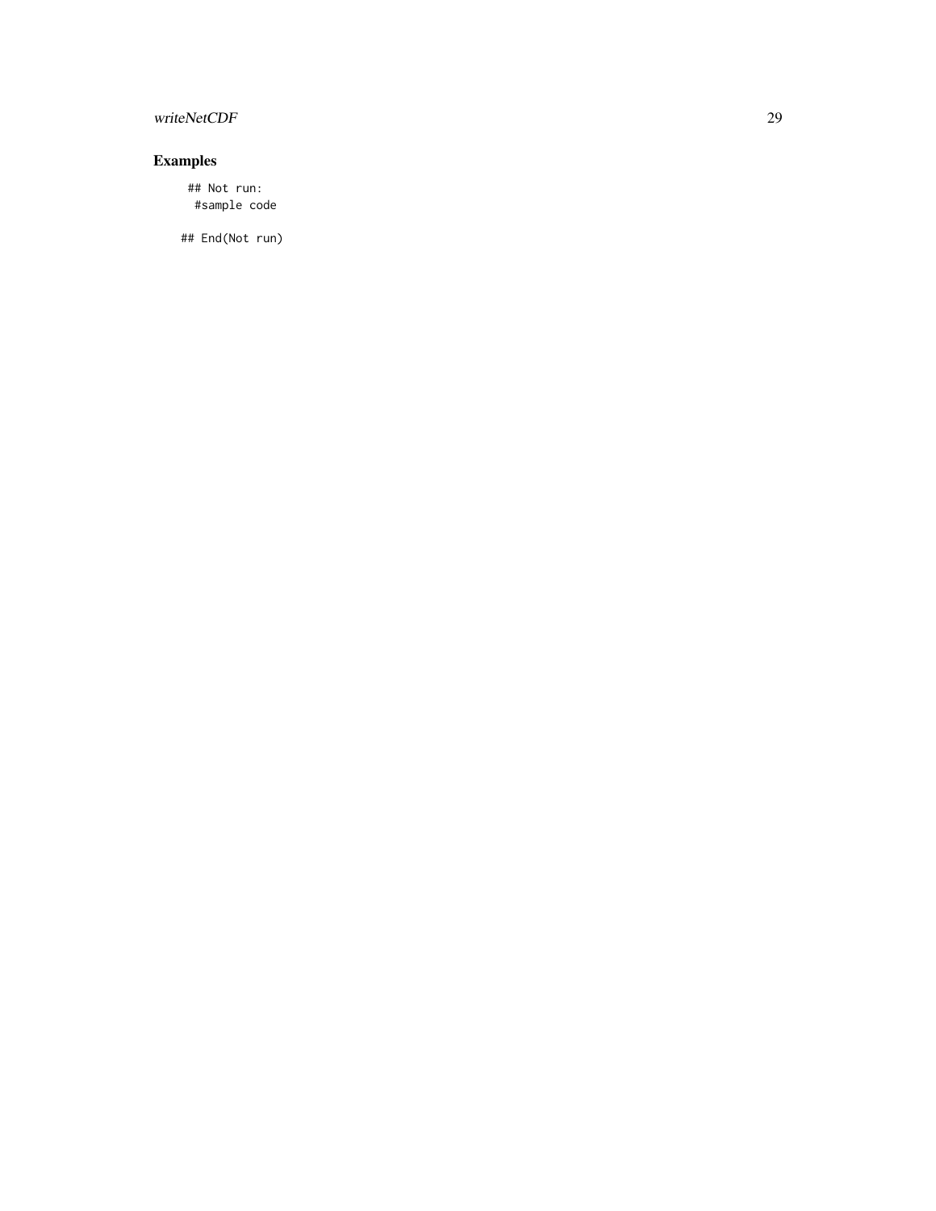## Examples

```
## Not run:
 #sample code

## End(Not run)
```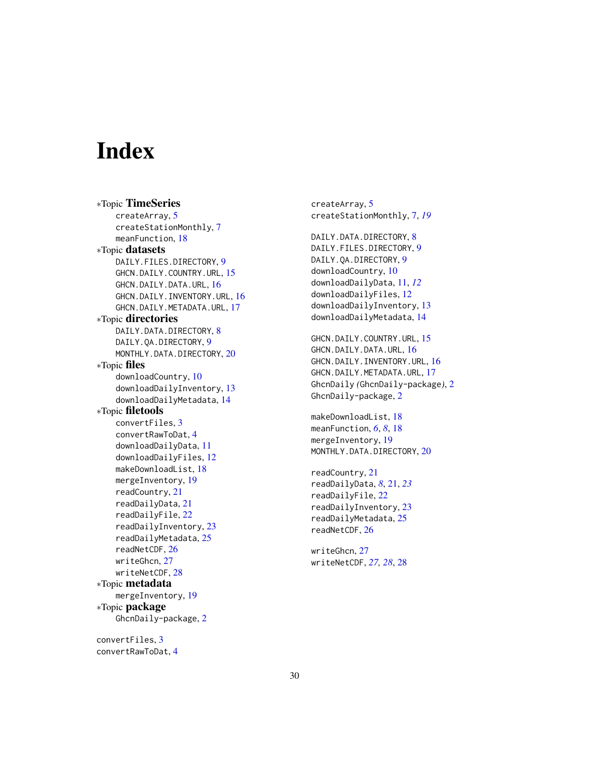# Index

∗Topic **TimeSeries**

- createArray, 5
- createStationMonthly, 7
- meanFunction, 18

∗Topic **datasets**

- DAILY.FILES.DIRECTORY, 9
- GHCN.DAILY.COUNTRY.URL, 15
- GHCN.DAILY.DATA.URL, 16
- GHCN.DAILY.INVENTORY.URL, 16
- GHCN.DAILY.METADATA.URL, 17

∗Topic **directories**

- DAILY.DATA.DIRECTORY, 8
- DAILY.QA.DIRECTORY, 9
- MONTHLY.DATA.DIRECTORY, 20

∗Topic **files**

- downloadCountry, 10
- downloadDailyInventory, 13
- downloadDailyMetadata, 14

∗Topic **filetools**

- convertFiles, 3
- convertRawToDat, 4
- downloadDailyData, 11
- downloadDailyFiles, 12
- makeDownloadList, 18
- mergeInventory, 19
- readCountry, 21
- readDailyData, 21
- readDailyFile, 22
- readDailyInventory, 23
- readDailyMetadata, 25
- readNetCDF, 26
- writeGhcn, 27
- writeNetCDF, 28

∗Topic **metadata**

- mergeInventory, 19

∗Topic **package**

- GhcnDaily-package, 2

convertFiles, 3
convertRawToDat, 4
createArray, 5
createStationMonthly, 7, *19*

DAILY.DATA.DIRECTORY, 8
DAILY.FILES.DIRECTORY, 9
DAILY.QA.DIRECTORY, 9
downloadCountry, 10
downloadDailyData, 11, *12*
downloadDailyFiles, 12
downloadDailyInventory, 13
downloadDailyMetadata, 14

GHCN.DAILY.COUNTRY.URL, 15
GHCN.DAILY.DATA.URL, 16
GHCN.DAILY.INVENTORY.URL, 16
GHCN.DAILY.METADATA.URL, 17
GhcnDaily *(*GhcnDaily-package*)*, 2
GhcnDaily-package, 2

makeDownloadList, 18
meanFunction, *6*, *8*, 18
mergeInventory, 19
MONTHLY.DATA.DIRECTORY, 20

readCountry, 21
readDailyData, *8*, 21, *23*
readDailyFile, 22
readDailyInventory, 23
readDailyMetadata, 25
readNetCDF, 26

writeGhcn, 27
writeNetCDF, *27*, *28*, 28